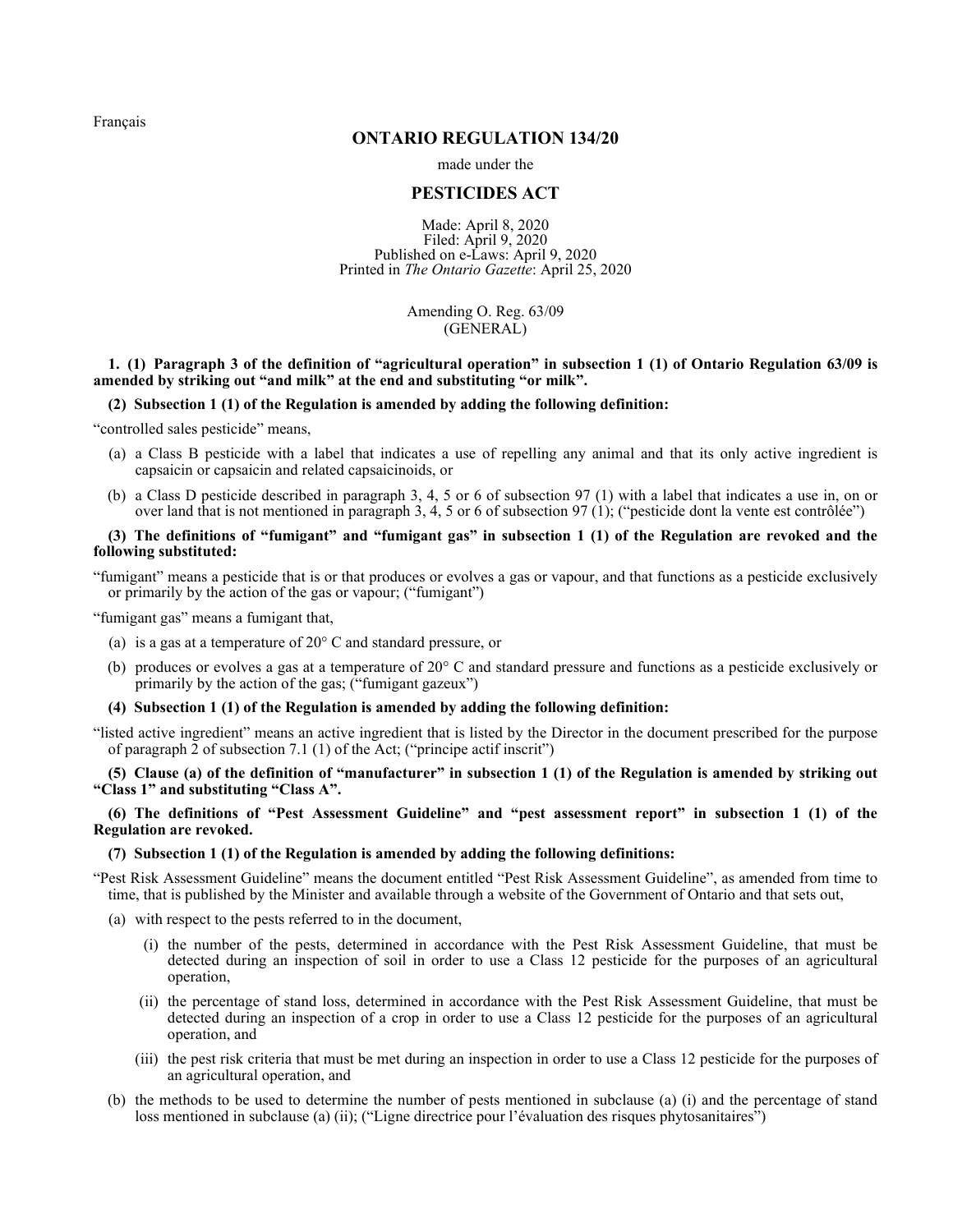Français

# ONTARIO REGULATION 134/20

made under the

## PESTICIDES ACT

Made: April 8, 2020
Filed: April 9, 2020
Published on e-Laws: April 9, 2020
Printed in *The Ontario Gazette*: April 25, 2020

Amending O. Reg. 63/09
(GENERAL)

**1. (1) Paragraph 3 of the definition of "agricultural operation" in subsection 1 (1) of Ontario Regulation 63/09 is amended by striking out "and milk" at the end and substituting "or milk".**

**(2) Subsection 1 (1) of the Regulation is amended by adding the following definition:**

"controlled sales pesticide" means,

- (a) a Class B pesticide with a label that indicates a use of repelling any animal and that its only active ingredient is capsaicin or capsaicin and related capsaicinoids, or
- (b) a Class D pesticide described in paragraph 3, 4, 5 or 6 of subsection 97 (1) with a label that indicates a use in, on or over land that is not mentioned in paragraph 3, 4, 5 or 6 of subsection 97 (1); ("pesticide dont la vente est contrôlée")

**(3) The definitions of "fumigant" and "fumigant gas" in subsection 1 (1) of the Regulation are revoked and the following substituted:**

"fumigant" means a pesticide that is or that produces or evolves a gas or vapour, and that functions as a pesticide exclusively or primarily by the action of the gas or vapour; ("fumigant")

"fumigant gas" means a fumigant that,

- (a) is a gas at a temperature of 20° C and standard pressure, or
- (b) produces or evolves a gas at a temperature of 20° C and standard pressure and functions as a pesticide exclusively or primarily by the action of the gas; ("fumigant gazeux")

**(4) Subsection 1 (1) of the Regulation is amended by adding the following definition:**

"listed active ingredient" means an active ingredient that is listed by the Director in the document prescribed for the purpose of paragraph 2 of subsection 7.1 (1) of the Act; ("principe actif inscrit")

**(5) Clause (a) of the definition of "manufacturer" in subsection 1 (1) of the Regulation is amended by striking out "Class 1" and substituting "Class A".**

**(6) The definitions of "Pest Assessment Guideline" and "pest assessment report" in subsection 1 (1) of the Regulation are revoked.**

**(7) Subsection 1 (1) of the Regulation is amended by adding the following definitions:**

"Pest Risk Assessment Guideline" means the document entitled "Pest Risk Assessment Guideline", as amended from time to time, that is published by the Minister and available through a website of the Government of Ontario and that sets out,

- (a) with respect to the pests referred to in the document,
  - (i) the number of the pests, determined in accordance with the Pest Risk Assessment Guideline, that must be detected during an inspection of soil in order to use a Class 12 pesticide for the purposes of an agricultural operation,
  - (ii) the percentage of stand loss, determined in accordance with the Pest Risk Assessment Guideline, that must be detected during an inspection of a crop in order to use a Class 12 pesticide for the purposes of an agricultural operation, and
  - (iii) the pest risk criteria that must be met during an inspection in order to use a Class 12 pesticide for the purposes of an agricultural operation, and
- (b) the methods to be used to determine the number of pests mentioned in subclause (a) (i) and the percentage of stand loss mentioned in subclause (a) (ii); ("Ligne directrice pour l'évaluation des risques phytosanitaires")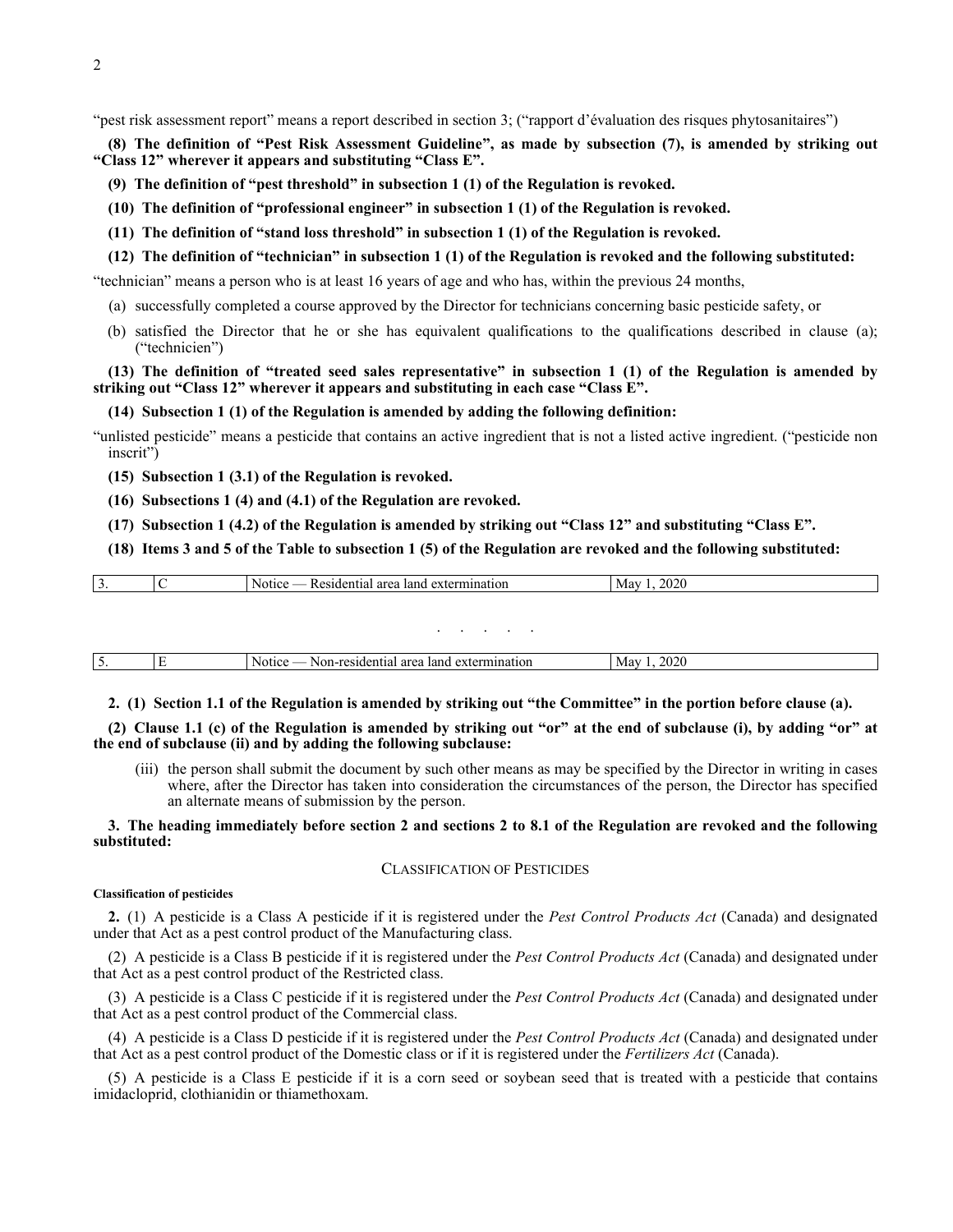"pest risk assessment report" means a report described in section 3; ("rapport d'évaluation des risques phytosanitaires")

**(8) The definition of "Pest Risk Assessment Guideline", as made by subsection (7), is amended by striking out "Class 12" wherever it appears and substituting "Class E".**

**(9) The definition of "pest threshold" in subsection 1 (1) of the Regulation is revoked.**

**(10) The definition of "professional engineer" in subsection 1 (1) of the Regulation is revoked.**

**(11) The definition of "stand loss threshold" in subsection 1 (1) of the Regulation is revoked.**

**(12) The definition of "technician" in subsection 1 (1) of the Regulation is revoked and the following substituted:**

"technician" means a person who is at least 16 years of age and who has, within the previous 24 months,

(a) successfully completed a course approved by the Director for technicians concerning basic pesticide safety, or

(b) satisfied the Director that he or she has equivalent qualifications to the qualifications described in clause (a); ("technicien")

**(13) The definition of "treated seed sales representative" in subsection 1 (1) of the Regulation is amended by striking out "Class 12" wherever it appears and substituting in each case "Class E".**

**(14) Subsection 1 (1) of the Regulation is amended by adding the following definition:**

"unlisted pesticide" means a pesticide that contains an active ingredient that is not a listed active ingredient. ("pesticide non inscrit")

**(15) Subsection 1 (3.1) of the Regulation is revoked.**

**(16) Subsections 1 (4) and (4.1) of the Regulation are revoked.**

**(17) Subsection 1 (4.2) of the Regulation is amended by striking out "Class 12" and substituting "Class E".**

**(18) Items 3 and 5 of the Table to subsection 1 (5) of the Regulation are revoked and the following substituted:**

| | | | |
|---|---|---|---|
| 3. | C | Notice — Residential area land extermination | May 1, 2020 |

. . . . .

| | | | |
|---|---|---|---|
| 5. | E | Notice — Non-residential area land extermination | May 1, 2020 |

**2. (1) Section 1.1 of the Regulation is amended by striking out "the Committee" in the portion before clause (a).**

**(2) Clause 1.1 (c) of the Regulation is amended by striking out "or" at the end of subclause (i), by adding "or" at the end of subclause (ii) and by adding the following subclause:**

(iii) the person shall submit the document by such other means as may be specified by the Director in writing in cases where, after the Director has taken into consideration the circumstances of the person, the Director has specified an alternate means of submission by the person.

**3. The heading immediately before section 2 and sections 2 to 8.1 of the Regulation are revoked and the following substituted:**

## CLASSIFICATION OF PESTICIDES

**Classification of pesticides**

**2.** (1) A pesticide is a Class A pesticide if it is registered under the *Pest Control Products Act* (Canada) and designated under that Act as a pest control product of the Manufacturing class.

(2) A pesticide is a Class B pesticide if it is registered under the *Pest Control Products Act* (Canada) and designated under that Act as a pest control product of the Restricted class.

(3) A pesticide is a Class C pesticide if it is registered under the *Pest Control Products Act* (Canada) and designated under that Act as a pest control product of the Commercial class.

(4) A pesticide is a Class D pesticide if it is registered under the *Pest Control Products Act* (Canada) and designated under that Act as a pest control product of the Domestic class or if it is registered under the *Fertilizers Act* (Canada).

(5) A pesticide is a Class E pesticide if it is a corn seed or soybean seed that is treated with a pesticide that contains imidacloprid, clothianidin or thiamethoxam.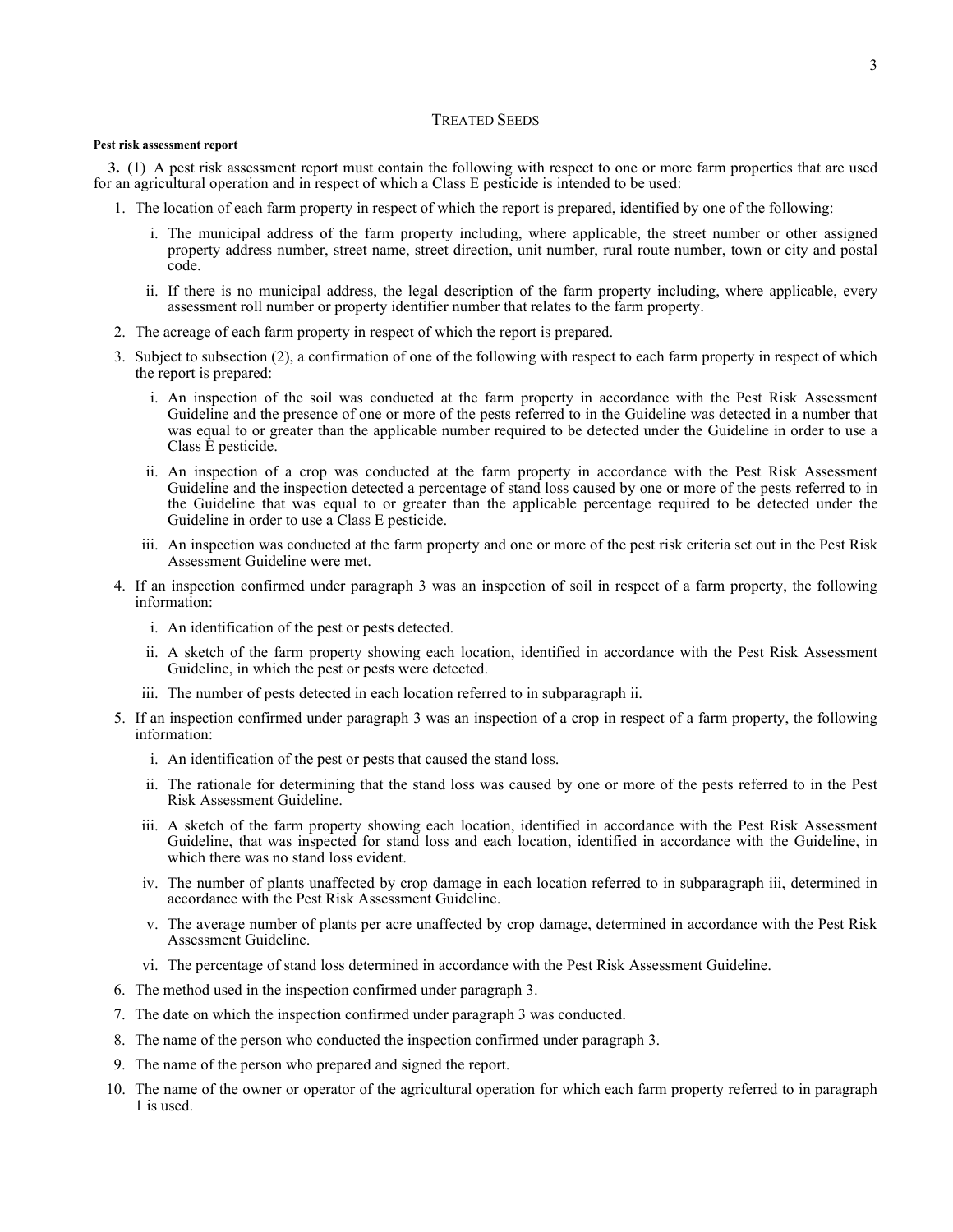## TREATED SEEDS

**Pest risk assessment report**

**3.** (1) A pest risk assessment report must contain the following with respect to one or more farm properties that are used for an agricultural operation and in respect of which a Class E pesticide is intended to be used:

1. The location of each farm property in respect of which the report is prepared, identified by one of the following:
   - i. The municipal address of the farm property including, where applicable, the street number or other assigned property address number, street name, street direction, unit number, rural route number, town or city and postal code.
   - ii. If there is no municipal address, the legal description of the farm property including, where applicable, every assessment roll number or property identifier number that relates to the farm property.
2. The acreage of each farm property in respect of which the report is prepared.
3. Subject to subsection (2), a confirmation of one of the following with respect to each farm property in respect of which the report is prepared:
   - i. An inspection of the soil was conducted at the farm property in accordance with the Pest Risk Assessment Guideline and the presence of one or more of the pests referred to in the Guideline was detected in a number that was equal to or greater than the applicable number required to be detected under the Guideline in order to use a Class E pesticide.
   - ii. An inspection of a crop was conducted at the farm property in accordance with the Pest Risk Assessment Guideline and the inspection detected a percentage of stand loss caused by one or more of the pests referred to in the Guideline that was equal to or greater than the applicable percentage required to be detected under the Guideline in order to use a Class E pesticide.
   - iii. An inspection was conducted at the farm property and one or more of the pest risk criteria set out in the Pest Risk Assessment Guideline were met.
4. If an inspection confirmed under paragraph 3 was an inspection of soil in respect of a farm property, the following information:
   - i. An identification of the pest or pests detected.
   - ii. A sketch of the farm property showing each location, identified in accordance with the Pest Risk Assessment Guideline, in which the pest or pests were detected.
   - iii. The number of pests detected in each location referred to in subparagraph ii.
5. If an inspection confirmed under paragraph 3 was an inspection of a crop in respect of a farm property, the following information:
   - i. An identification of the pest or pests that caused the stand loss.
   - ii. The rationale for determining that the stand loss was caused by one or more of the pests referred to in the Pest Risk Assessment Guideline.
   - iii. A sketch of the farm property showing each location, identified in accordance with the Pest Risk Assessment Guideline, that was inspected for stand loss and each location, identified in accordance with the Guideline, in which there was no stand loss evident.
   - iv. The number of plants unaffected by crop damage in each location referred to in subparagraph iii, determined in accordance with the Pest Risk Assessment Guideline.
   - v. The average number of plants per acre unaffected by crop damage, determined in accordance with the Pest Risk Assessment Guideline.
   - vi. The percentage of stand loss determined in accordance with the Pest Risk Assessment Guideline.
6. The method used in the inspection confirmed under paragraph 3.
7. The date on which the inspection confirmed under paragraph 3 was conducted.
8. The name of the person who conducted the inspection confirmed under paragraph 3.
9. The name of the person who prepared and signed the report.
10. The name of the owner or operator of the agricultural operation for which each farm property referred to in paragraph 1 is used.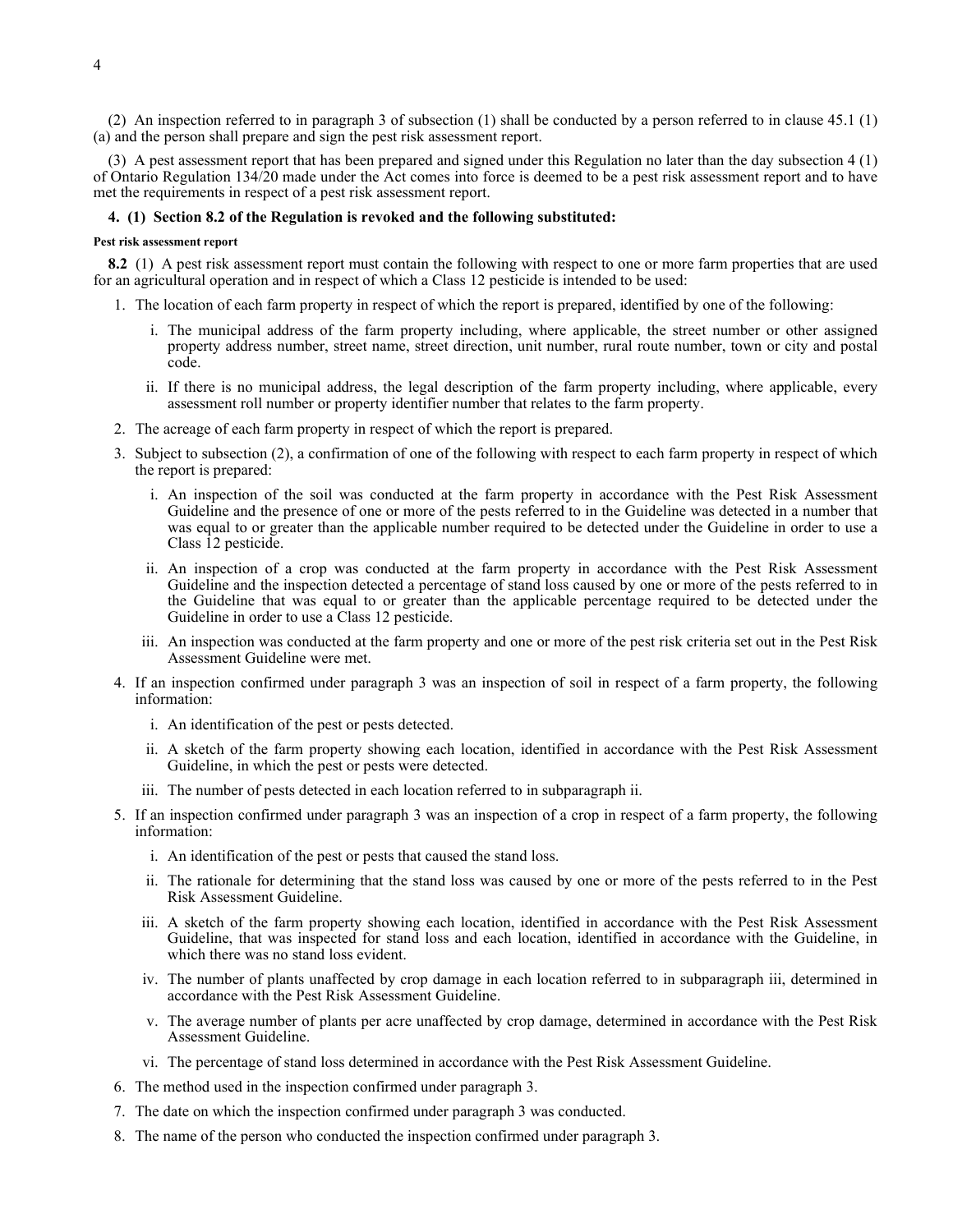(2) An inspection referred to in paragraph 3 of subsection (1) shall be conducted by a person referred to in clause 45.1 (1) (a) and the person shall prepare and sign the pest risk assessment report.

(3) A pest assessment report that has been prepared and signed under this Regulation no later than the day subsection 4 (1) of Ontario Regulation 134/20 made under the Act comes into force is deemed to be a pest risk assessment report and to have met the requirements in respect of a pest risk assessment report.

**4. (1) Section 8.2 of the Regulation is revoked and the following substituted:**

**Pest risk assessment report**

**8.2** (1) A pest risk assessment report must contain the following with respect to one or more farm properties that are used for an agricultural operation and in respect of which a Class 12 pesticide is intended to be used:

1. The location of each farm property in respect of which the report is prepared, identified by one of the following:
   i. The municipal address of the farm property including, where applicable, the street number or other assigned property address number, street name, street direction, unit number, rural route number, town or city and postal code.
   ii. If there is no municipal address, the legal description of the farm property including, where applicable, every assessment roll number or property identifier number that relates to the farm property.
2. The acreage of each farm property in respect of which the report is prepared.
3. Subject to subsection (2), a confirmation of one of the following with respect to each farm property in respect of which the report is prepared:
   i. An inspection of the soil was conducted at the farm property in accordance with the Pest Risk Assessment Guideline and the presence of one or more of the pests referred to in the Guideline was detected in a number that was equal to or greater than the applicable number required to be detected under the Guideline in order to use a Class 12 pesticide.
   ii. An inspection of a crop was conducted at the farm property in accordance with the Pest Risk Assessment Guideline and the inspection detected a percentage of stand loss caused by one or more of the pests referred to in the Guideline that was equal to or greater than the applicable percentage required to be detected under the Guideline in order to use a Class 12 pesticide.
   iii. An inspection was conducted at the farm property and one or more of the pest risk criteria set out in the Pest Risk Assessment Guideline were met.
4. If an inspection confirmed under paragraph 3 was an inspection of soil in respect of a farm property, the following information:
   i. An identification of the pest or pests detected.
   ii. A sketch of the farm property showing each location, identified in accordance with the Pest Risk Assessment Guideline, in which the pest or pests were detected.
   iii. The number of pests detected in each location referred to in subparagraph ii.
5. If an inspection confirmed under paragraph 3 was an inspection of a crop in respect of a farm property, the following information:
   i. An identification of the pest or pests that caused the stand loss.
   ii. The rationale for determining that the stand loss was caused by one or more of the pests referred to in the Pest Risk Assessment Guideline.
   iii. A sketch of the farm property showing each location, identified in accordance with the Pest Risk Assessment Guideline, that was inspected for stand loss and each location, identified in accordance with the Guideline, in which there was no stand loss evident.
   iv. The number of plants unaffected by crop damage in each location referred to in subparagraph iii, determined in accordance with the Pest Risk Assessment Guideline.
   v. The average number of plants per acre unaffected by crop damage, determined in accordance with the Pest Risk Assessment Guideline.
   vi. The percentage of stand loss determined in accordance with the Pest Risk Assessment Guideline.
6. The method used in the inspection confirmed under paragraph 3.
7. The date on which the inspection confirmed under paragraph 3 was conducted.
8. The name of the person who conducted the inspection confirmed under paragraph 3.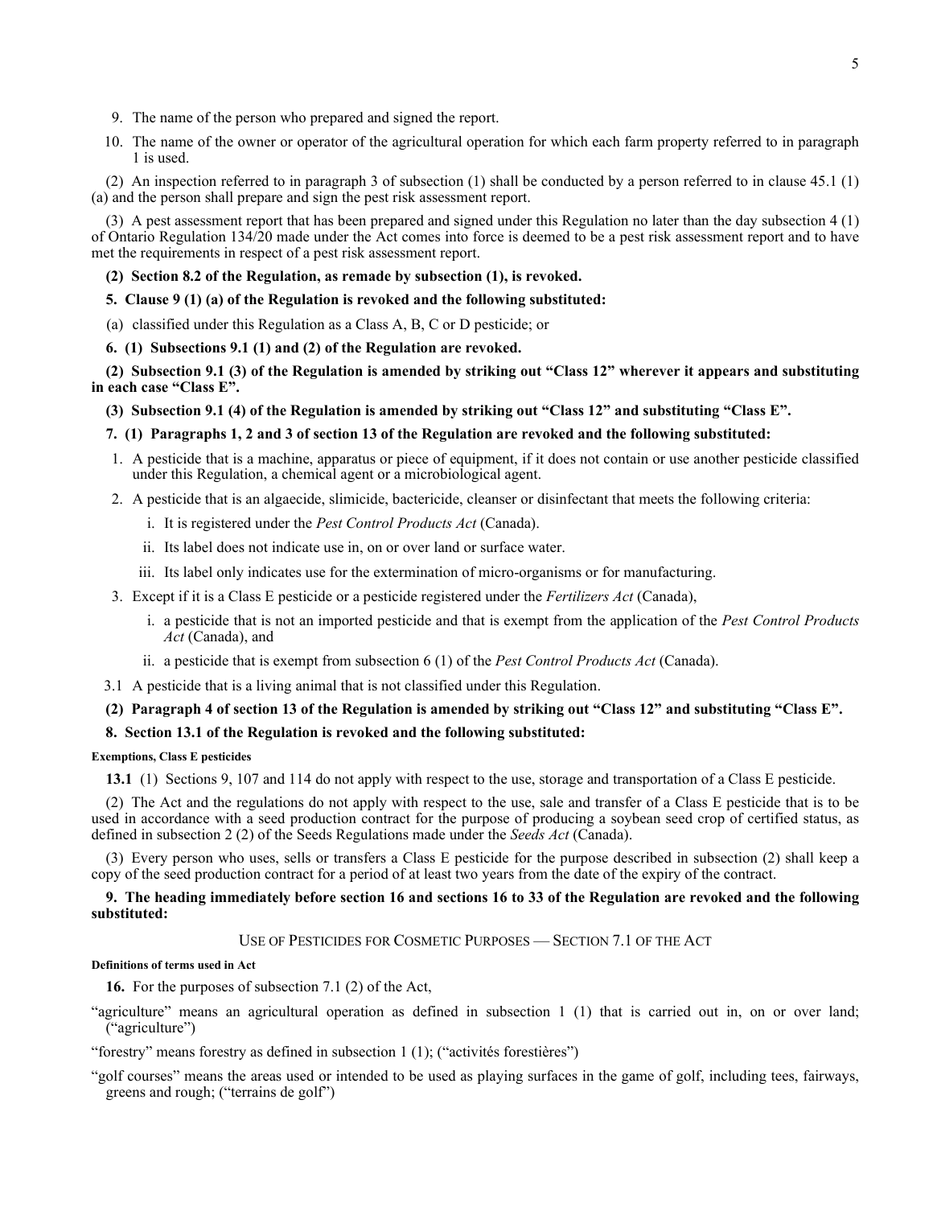9. The name of the person who prepared and signed the report.
10. The name of the owner or operator of the agricultural operation for which each farm property referred to in paragraph 1 is used.

(2) An inspection referred to in paragraph 3 of subsection (1) shall be conducted by a person referred to in clause 45.1 (1) (a) and the person shall prepare and sign the pest risk assessment report.

(3) A pest assessment report that has been prepared and signed under this Regulation no later than the day subsection 4 (1) of Ontario Regulation 134/20 made under the Act comes into force is deemed to be a pest risk assessment report and to have met the requirements in respect of a pest risk assessment report.

**(2) Section 8.2 of the Regulation, as remade by subsection (1), is revoked.**

**5. Clause 9 (1) (a) of the Regulation is revoked and the following substituted:**

(a) classified under this Regulation as a Class A, B, C or D pesticide; or

**6. (1) Subsections 9.1 (1) and (2) of the Regulation are revoked.**

**(2) Subsection 9.1 (3) of the Regulation is amended by striking out "Class 12" wherever it appears and substituting in each case "Class E".**

**(3) Subsection 9.1 (4) of the Regulation is amended by striking out "Class 12" and substituting "Class E".**

**7. (1) Paragraphs 1, 2 and 3 of section 13 of the Regulation are revoked and the following substituted:**

1. A pesticide that is a machine, apparatus or piece of equipment, if it does not contain or use another pesticide classified under this Regulation, a chemical agent or a microbiological agent.
2. A pesticide that is an algaecide, slimicide, bactericide, cleanser or disinfectant that meets the following criteria:
   i. It is registered under the *Pest Control Products Act* (Canada).
   ii. Its label does not indicate use in, on or over land or surface water.
   iii. Its label only indicates use for the extermination of micro-organisms or for manufacturing.
3. Except if it is a Class E pesticide or a pesticide registered under the *Fertilizers Act* (Canada),
   i. a pesticide that is not an imported pesticide and that is exempt from the application of the *Pest Control Products Act* (Canada), and
   ii. a pesticide that is exempt from subsection 6 (1) of the *Pest Control Products Act* (Canada).

3.1 A pesticide that is a living animal that is not classified under this Regulation.

**(2) Paragraph 4 of section 13 of the Regulation is amended by striking out "Class 12" and substituting "Class E".**

**8. Section 13.1 of the Regulation is revoked and the following substituted:**

**Exemptions, Class E pesticides**

**13.1** (1) Sections 9, 107 and 114 do not apply with respect to the use, storage and transportation of a Class E pesticide.

(2) The Act and the regulations do not apply with respect to the use, sale and transfer of a Class E pesticide that is to be used in accordance with a seed production contract for the purpose of producing a soybean seed crop of certified status, as defined in subsection 2 (2) of the Seeds Regulations made under the *Seeds Act* (Canada).

(3) Every person who uses, sells or transfers a Class E pesticide for the purpose described in subsection (2) shall keep a copy of the seed production contract for a period of at least two years from the date of the expiry of the contract.

**9. The heading immediately before section 16 and sections 16 to 33 of the Regulation are revoked and the following substituted:**

USE OF PESTICIDES FOR COSMETIC PURPOSES — SECTION 7.1 OF THE ACT

**Definitions of terms used in Act**

**16.** For the purposes of subsection 7.1 (2) of the Act,

"agriculture" means an agricultural operation as defined in subsection 1 (1) that is carried out in, on or over land; ("agriculture")

"forestry" means forestry as defined in subsection 1 (1); ("activités forestières")

"golf courses" means the areas used or intended to be used as playing surfaces in the game of golf, including tees, fairways, greens and rough; ("terrains de golf")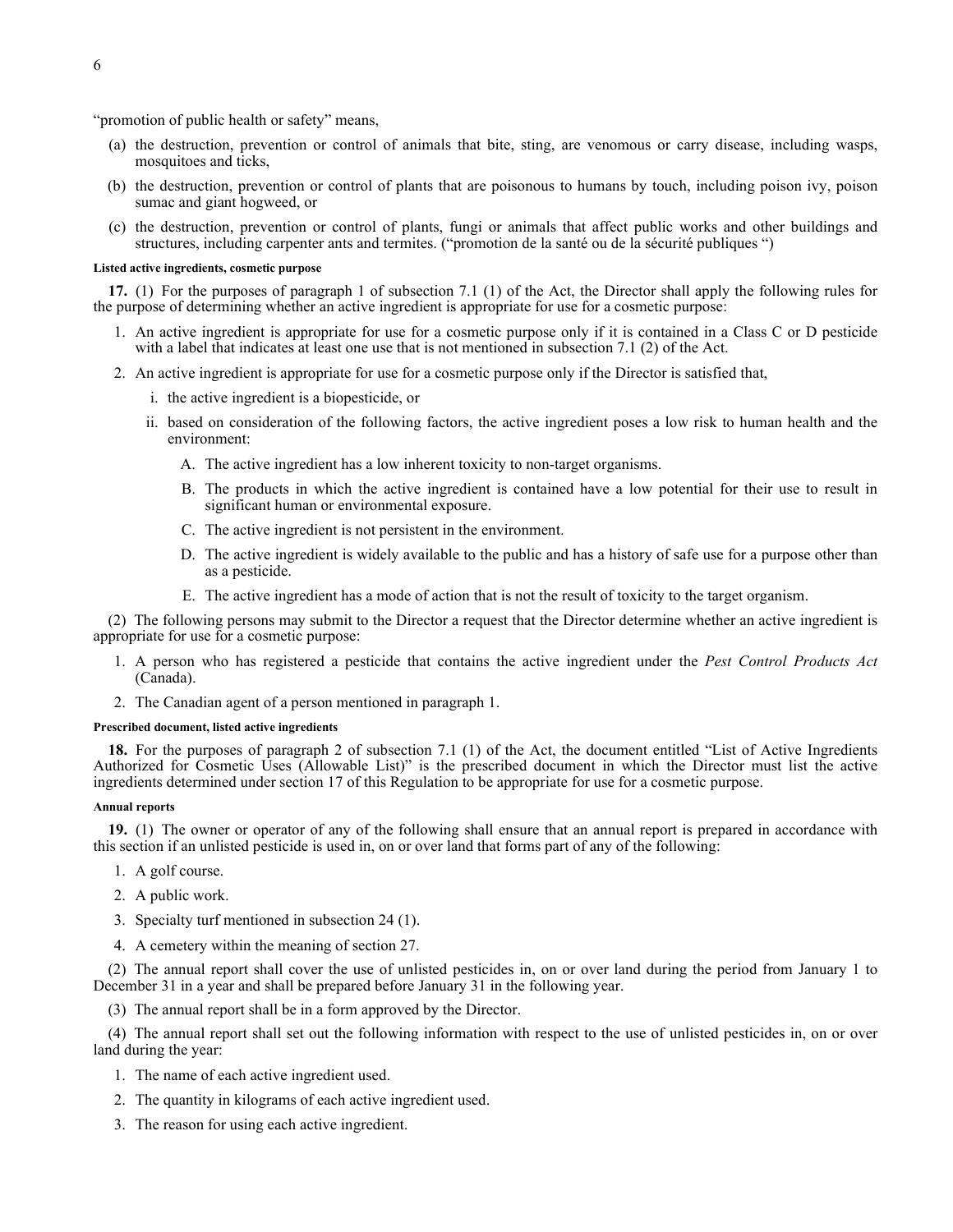"promotion of public health or safety" means,

(a) the destruction, prevention or control of animals that bite, sting, are venomous or carry disease, including wasps, mosquitoes and ticks,

(b) the destruction, prevention or control of plants that are poisonous to humans by touch, including poison ivy, poison sumac and giant hogweed, or

(c) the destruction, prevention or control of plants, fungi or animals that affect public works and other buildings and structures, including carpenter ants and termites. ("promotion de la santé ou de la sécurité publiques ")

**Listed active ingredients, cosmetic purpose**

**17.** (1) For the purposes of paragraph 1 of subsection 7.1 (1) of the Act, the Director shall apply the following rules for the purpose of determining whether an active ingredient is appropriate for use for a cosmetic purpose:

1. An active ingredient is appropriate for use for a cosmetic purpose only if it is contained in a Class C or D pesticide with a label that indicates at least one use that is not mentioned in subsection 7.1 (2) of the Act.
2. An active ingredient is appropriate for use for a cosmetic purpose only if the Director is satisfied that,
   - i. the active ingredient is a biopesticide, or
   - ii. based on consideration of the following factors, the active ingredient poses a low risk to human health and the environment:
     - A. The active ingredient has a low inherent toxicity to non-target organisms.
     - B. The products in which the active ingredient is contained have a low potential for their use to result in significant human or environmental exposure.
     - C. The active ingredient is not persistent in the environment.
     - D. The active ingredient is widely available to the public and has a history of safe use for a purpose other than as a pesticide.
     - E. The active ingredient has a mode of action that is not the result of toxicity to the target organism.

(2) The following persons may submit to the Director a request that the Director determine whether an active ingredient is appropriate for use for a cosmetic purpose:

1. A person who has registered a pesticide that contains the active ingredient under the *Pest Control Products Act* (Canada).
2. The Canadian agent of a person mentioned in paragraph 1.

**Prescribed document, listed active ingredients**

**18.** For the purposes of paragraph 2 of subsection 7.1 (1) of the Act, the document entitled "List of Active Ingredients Authorized for Cosmetic Uses (Allowable List)" is the prescribed document in which the Director must list the active ingredients determined under section 17 of this Regulation to be appropriate for use for a cosmetic purpose.

**Annual reports**

**19.** (1) The owner or operator of any of the following shall ensure that an annual report is prepared in accordance with this section if an unlisted pesticide is used in, on or over land that forms part of any of the following:

1. A golf course.
2. A public work.
3. Specialty turf mentioned in subsection 24 (1).
4. A cemetery within the meaning of section 27.

(2) The annual report shall cover the use of unlisted pesticides in, on or over land during the period from January 1 to December 31 in a year and shall be prepared before January 31 in the following year.

(3) The annual report shall be in a form approved by the Director.

(4) The annual report shall set out the following information with respect to the use of unlisted pesticides in, on or over land during the year:

1. The name of each active ingredient used.
2. The quantity in kilograms of each active ingredient used.
3. The reason for using each active ingredient.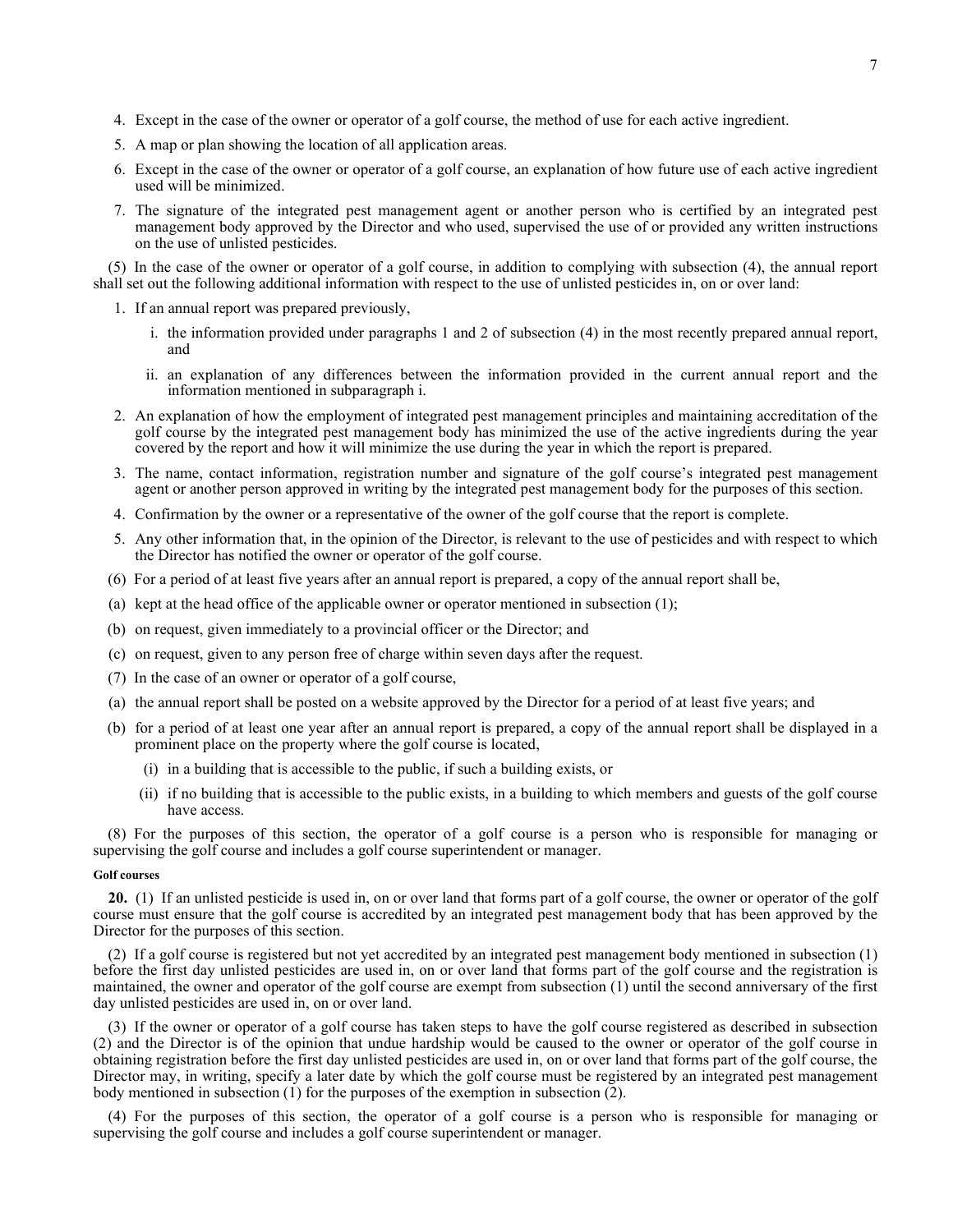4. Except in the case of the owner or operator of a golf course, the method of use for each active ingredient.
5. A map or plan showing the location of all application areas.
6. Except in the case of the owner or operator of a golf course, an explanation of how future use of each active ingredient used will be minimized.
7. The signature of the integrated pest management agent or another person who is certified by an integrated pest management body approved by the Director and who used, supervised the use of or provided any written instructions on the use of unlisted pesticides.

(5) In the case of the owner or operator of a golf course, in addition to complying with subsection (4), the annual report shall set out the following additional information with respect to the use of unlisted pesticides in, on or over land:

1. If an annual report was prepared previously,
   - i. the information provided under paragraphs 1 and 2 of subsection (4) in the most recently prepared annual report, and
   - ii. an explanation of any differences between the information provided in the current annual report and the information mentioned in subparagraph i.
2. An explanation of how the employment of integrated pest management principles and maintaining accreditation of the golf course by the integrated pest management body has minimized the use of the active ingredients during the year covered by the report and how it will minimize the use during the year in which the report is prepared.
3. The name, contact information, registration number and signature of the golf course's integrated pest management agent or another person approved in writing by the integrated pest management body for the purposes of this section.
4. Confirmation by the owner or a representative of the owner of the golf course that the report is complete.
5. Any other information that, in the opinion of the Director, is relevant to the use of pesticides and with respect to which the Director has notified the owner or operator of the golf course.

(6) For a period of at least five years after an annual report is prepared, a copy of the annual report shall be,

(a) kept at the head office of the applicable owner or operator mentioned in subsection (1);

(b) on request, given immediately to a provincial officer or the Director; and

(c) on request, given to any person free of charge within seven days after the request.

(7) In the case of an owner or operator of a golf course,

(a) the annual report shall be posted on a website approved by the Director for a period of at least five years; and

(b) for a period of at least one year after an annual report is prepared, a copy of the annual report shall be displayed in a prominent place on the property where the golf course is located,

  (i) in a building that is accessible to the public, if such a building exists, or

  (ii) if no building that is accessible to the public exists, in a building to which members and guests of the golf course have access.

(8) For the purposes of this section, the operator of a golf course is a person who is responsible for managing or supervising the golf course and includes a golf course superintendent or manager.

#### Golf courses

**20.** (1) If an unlisted pesticide is used in, on or over land that forms part of a golf course, the owner or operator of the golf course must ensure that the golf course is accredited by an integrated pest management body that has been approved by the Director for the purposes of this section.

(2) If a golf course is registered but not yet accredited by an integrated pest management body mentioned in subsection (1) before the first day unlisted pesticides are used in, on or over land that forms part of the golf course and the registration is maintained, the owner and operator of the golf course are exempt from subsection (1) until the second anniversary of the first day unlisted pesticides are used in, on or over land.

(3) If the owner or operator of a golf course has taken steps to have the golf course registered as described in subsection (2) and the Director is of the opinion that undue hardship would be caused to the owner or operator of the golf course in obtaining registration before the first day unlisted pesticides are used in, on or over land that forms part of the golf course, the Director may, in writing, specify a later date by which the golf course must be registered by an integrated pest management body mentioned in subsection (1) for the purposes of the exemption in subsection (2).

(4) For the purposes of this section, the operator of a golf course is a person who is responsible for managing or supervising the golf course and includes a golf course superintendent or manager.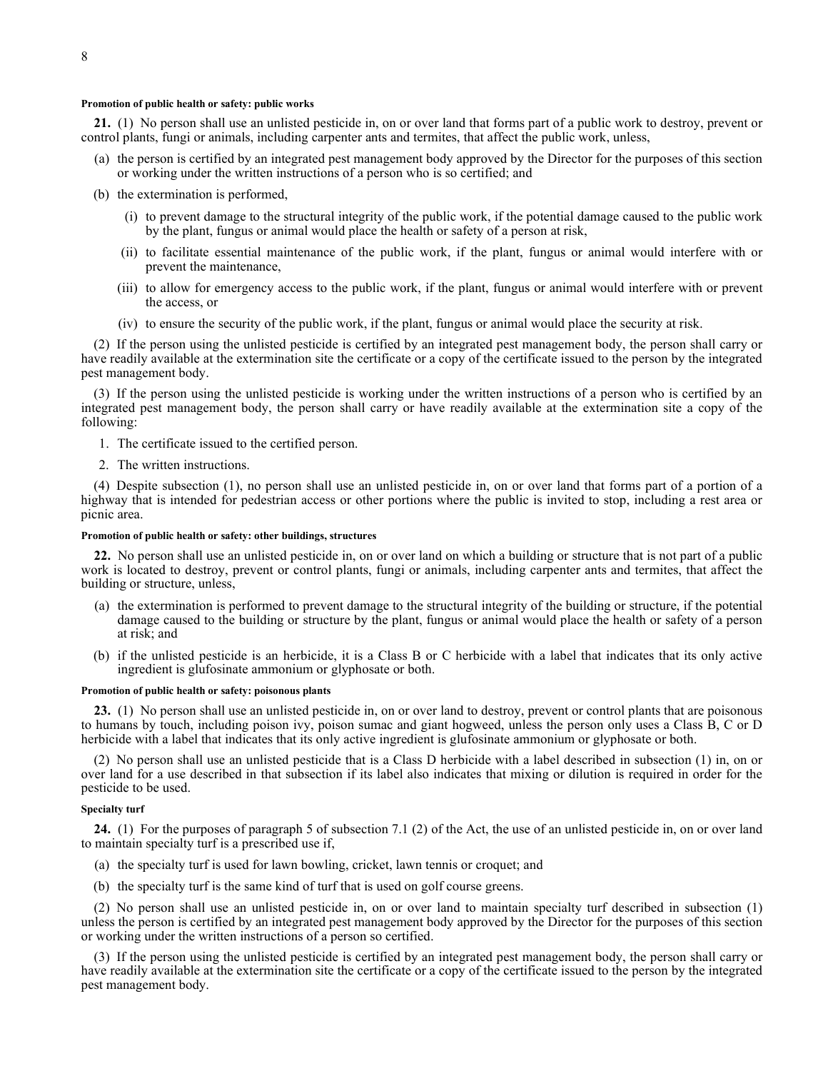#### Promotion of public health or safety: public works

**21.** (1) No person shall use an unlisted pesticide in, on or over land that forms part of a public work to destroy, prevent or control plants, fungi or animals, including carpenter ants and termites, that affect the public work, unless,

(a) the person is certified by an integrated pest management body approved by the Director for the purposes of this section or working under the written instructions of a person who is so certified; and

(b) the extermination is performed,

  (i) to prevent damage to the structural integrity of the public work, if the potential damage caused to the public work by the plant, fungus or animal would place the health or safety of a person at risk,

  (ii) to facilitate essential maintenance of the public work, if the plant, fungus or animal would interfere with or prevent the maintenance,

  (iii) to allow for emergency access to the public work, if the plant, fungus or animal would interfere with or prevent the access, or

  (iv) to ensure the security of the public work, if the plant, fungus or animal would place the security at risk.

(2) If the person using the unlisted pesticide is certified by an integrated pest management body, the person shall carry or have readily available at the extermination site the certificate or a copy of the certificate issued to the person by the integrated pest management body.

(3) If the person using the unlisted pesticide is working under the written instructions of a person who is certified by an integrated pest management body, the person shall carry or have readily available at the extermination site a copy of the following:

1. The certificate issued to the certified person.
2. The written instructions.

(4) Despite subsection (1), no person shall use an unlisted pesticide in, on or over land that forms part of a portion of a highway that is intended for pedestrian access or other portions where the public is invited to stop, including a rest area or picnic area.

#### Promotion of public health or safety: other buildings, structures

**22.** No person shall use an unlisted pesticide in, on or over land on which a building or structure that is not part of a public work is located to destroy, prevent or control plants, fungi or animals, including carpenter ants and termites, that affect the building or structure, unless,

(a) the extermination is performed to prevent damage to the structural integrity of the building or structure, if the potential damage caused to the building or structure by the plant, fungus or animal would place the health or safety of a person at risk; and

(b) if the unlisted pesticide is an herbicide, it is a Class B or C herbicide with a label that indicates that its only active ingredient is glufosinate ammonium or glyphosate or both.

#### Promotion of public health or safety: poisonous plants

**23.** (1) No person shall use an unlisted pesticide in, on or over land to destroy, prevent or control plants that are poisonous to humans by touch, including poison ivy, poison sumac and giant hogweed, unless the person only uses a Class B, C or D herbicide with a label that indicates that its only active ingredient is glufosinate ammonium or glyphosate or both.

(2) No person shall use an unlisted pesticide that is a Class D herbicide with a label described in subsection (1) in, on or over land for a use described in that subsection if its label also indicates that mixing or dilution is required in order for the pesticide to be used.

#### Specialty turf

**24.** (1) For the purposes of paragraph 5 of subsection 7.1 (2) of the Act, the use of an unlisted pesticide in, on or over land to maintain specialty turf is a prescribed use if,

(a) the specialty turf is used for lawn bowling, cricket, lawn tennis or croquet; and

(b) the specialty turf is the same kind of turf that is used on golf course greens.

(2) No person shall use an unlisted pesticide in, on or over land to maintain specialty turf described in subsection (1) unless the person is certified by an integrated pest management body approved by the Director for the purposes of this section or working under the written instructions of a person so certified.

(3) If the person using the unlisted pesticide is certified by an integrated pest management body, the person shall carry or have readily available at the extermination site the certificate or a copy of the certificate issued to the person by the integrated pest management body.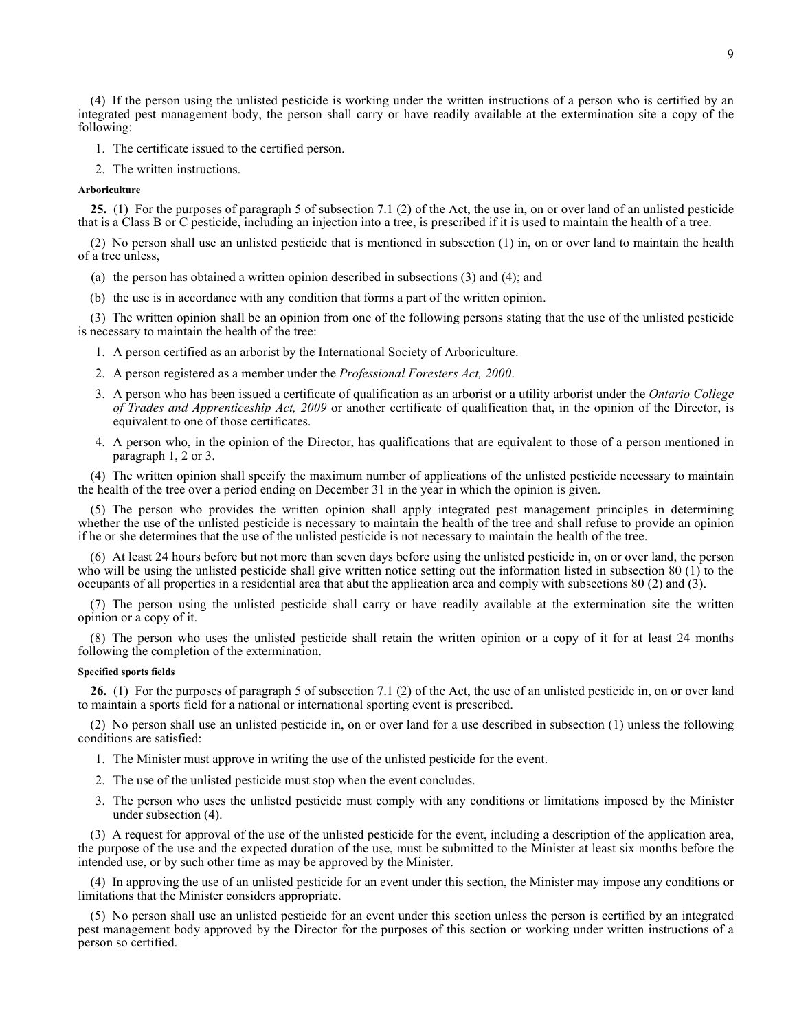(4) If the person using the unlisted pesticide is working under the written instructions of a person who is certified by an integrated pest management body, the person shall carry or have readily available at the extermination site a copy of the following:

1. The certificate issued to the certified person.
2. The written instructions.

#### Arboriculture

**25.** (1) For the purposes of paragraph 5 of subsection 7.1 (2) of the Act, the use in, on or over land of an unlisted pesticide that is a Class B or C pesticide, including an injection into a tree, is prescribed if it is used to maintain the health of a tree.

(2) No person shall use an unlisted pesticide that is mentioned in subsection (1) in, on or over land to maintain the health of a tree unless,

(a) the person has obtained a written opinion described in subsections (3) and (4); and

(b) the use is in accordance with any condition that forms a part of the written opinion.

(3) The written opinion shall be an opinion from one of the following persons stating that the use of the unlisted pesticide is necessary to maintain the health of the tree:

1. A person certified as an arborist by the International Society of Arboriculture.
2. A person registered as a member under the *Professional Foresters Act, 2000*.
3. A person who has been issued a certificate of qualification as an arborist or a utility arborist under the *Ontario College of Trades and Apprenticeship Act, 2009* or another certificate of qualification that, in the opinion of the Director, is equivalent to one of those certificates.
4. A person who, in the opinion of the Director, has qualifications that are equivalent to those of a person mentioned in paragraph 1, 2 or 3.

(4) The written opinion shall specify the maximum number of applications of the unlisted pesticide necessary to maintain the health of the tree over a period ending on December 31 in the year in which the opinion is given.

(5) The person who provides the written opinion shall apply integrated pest management principles in determining whether the use of the unlisted pesticide is necessary to maintain the health of the tree and shall refuse to provide an opinion if he or she determines that the use of the unlisted pesticide is not necessary to maintain the health of the tree.

(6) At least 24 hours before but not more than seven days before using the unlisted pesticide in, on or over land, the person who will be using the unlisted pesticide shall give written notice setting out the information listed in subsection 80 (1) to the occupants of all properties in a residential area that abut the application area and comply with subsections 80 (2) and (3).

(7) The person using the unlisted pesticide shall carry or have readily available at the extermination site the written opinion or a copy of it.

(8) The person who uses the unlisted pesticide shall retain the written opinion or a copy of it for at least 24 months following the completion of the extermination.

#### Specified sports fields

**26.** (1) For the purposes of paragraph 5 of subsection 7.1 (2) of the Act, the use of an unlisted pesticide in, on or over land to maintain a sports field for a national or international sporting event is prescribed.

(2) No person shall use an unlisted pesticide in, on or over land for a use described in subsection (1) unless the following conditions are satisfied:

1. The Minister must approve in writing the use of the unlisted pesticide for the event.
2. The use of the unlisted pesticide must stop when the event concludes.
3. The person who uses the unlisted pesticide must comply with any conditions or limitations imposed by the Minister under subsection (4).

(3) A request for approval of the use of the unlisted pesticide for the event, including a description of the application area, the purpose of the use and the expected duration of the use, must be submitted to the Minister at least six months before the intended use, or by such other time as may be approved by the Minister.

(4) In approving the use of an unlisted pesticide for an event under this section, the Minister may impose any conditions or limitations that the Minister considers appropriate.

(5) No person shall use an unlisted pesticide for an event under this section unless the person is certified by an integrated pest management body approved by the Director for the purposes of this section or working under written instructions of a person so certified.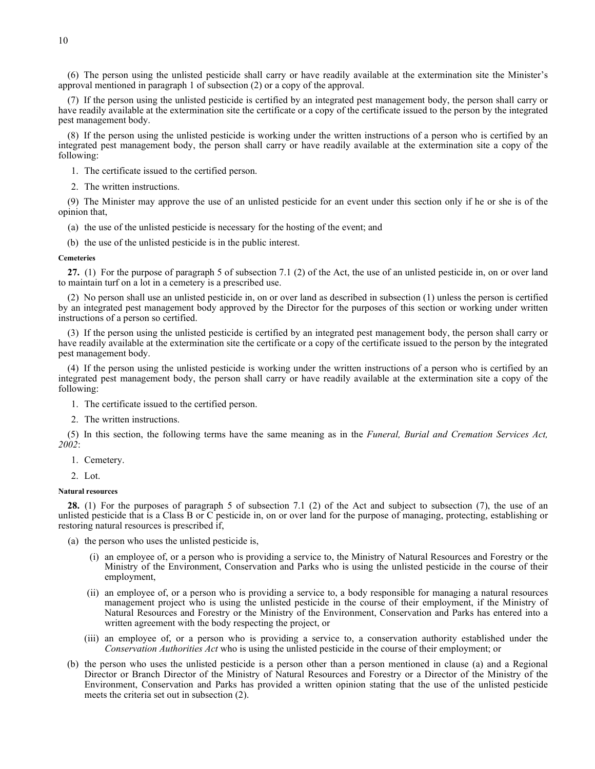(6) The person using the unlisted pesticide shall carry or have readily available at the extermination site the Minister's approval mentioned in paragraph 1 of subsection (2) or a copy of the approval.

(7) If the person using the unlisted pesticide is certified by an integrated pest management body, the person shall carry or have readily available at the extermination site the certificate or a copy of the certificate issued to the person by the integrated pest management body.

(8) If the person using the unlisted pesticide is working under the written instructions of a person who is certified by an integrated pest management body, the person shall carry or have readily available at the extermination site a copy of the following:

1. The certificate issued to the certified person.
2. The written instructions.

(9) The Minister may approve the use of an unlisted pesticide for an event under this section only if he or she is of the opinion that,

(a) the use of the unlisted pesticide is necessary for the hosting of the event; and

(b) the use of the unlisted pesticide is in the public interest.

##### Cemeteries

**27.** (1) For the purpose of paragraph 5 of subsection 7.1 (2) of the Act, the use of an unlisted pesticide in, on or over land to maintain turf on a lot in a cemetery is a prescribed use.

(2) No person shall use an unlisted pesticide in, on or over land as described in subsection (1) unless the person is certified by an integrated pest management body approved by the Director for the purposes of this section or working under written instructions of a person so certified.

(3) If the person using the unlisted pesticide is certified by an integrated pest management body, the person shall carry or have readily available at the extermination site the certificate or a copy of the certificate issued to the person by the integrated pest management body.

(4) If the person using the unlisted pesticide is working under the written instructions of a person who is certified by an integrated pest management body, the person shall carry or have readily available at the extermination site a copy of the following:

1. The certificate issued to the certified person.
2. The written instructions.

(5) In this section, the following terms have the same meaning as in the *Funeral, Burial and Cremation Services Act, 2002*:

1. Cemetery.
2. Lot.

##### Natural resources

**28.** (1) For the purposes of paragraph 5 of subsection 7.1 (2) of the Act and subject to subsection (7), the use of an unlisted pesticide that is a Class B or C pesticide in, on or over land for the purpose of managing, protecting, establishing or restoring natural resources is prescribed if,

(a) the person who uses the unlisted pesticide is,

(i) an employee of, or a person who is providing a service to, the Ministry of Natural Resources and Forestry or the Ministry of the Environment, Conservation and Parks who is using the unlisted pesticide in the course of their employment,

(ii) an employee of, or a person who is providing a service to, a body responsible for managing a natural resources management project who is using the unlisted pesticide in the course of their employment, if the Ministry of Natural Resources and Forestry or the Ministry of the Environment, Conservation and Parks has entered into a written agreement with the body respecting the project, or

(iii) an employee of, or a person who is providing a service to, a conservation authority established under the *Conservation Authorities Act* who is using the unlisted pesticide in the course of their employment; or

(b) the person who uses the unlisted pesticide is a person other than a person mentioned in clause (a) and a Regional Director or Branch Director of the Ministry of Natural Resources and Forestry or a Director of the Ministry of the Environment, Conservation and Parks has provided a written opinion stating that the use of the unlisted pesticide meets the criteria set out in subsection (2).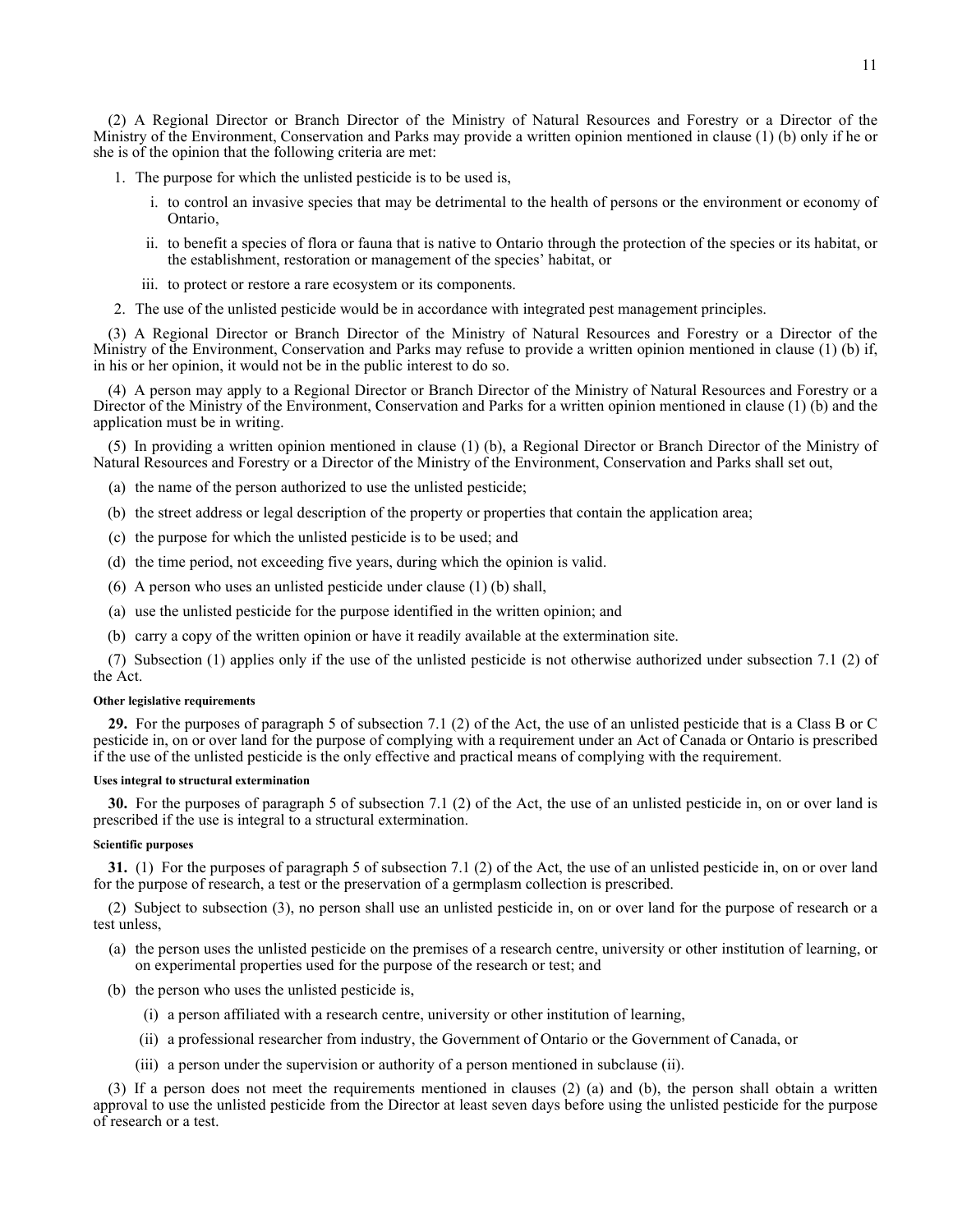(2) A Regional Director or Branch Director of the Ministry of Natural Resources and Forestry or a Director of the Ministry of the Environment, Conservation and Parks may provide a written opinion mentioned in clause (1) (b) only if he or she is of the opinion that the following criteria are met:

1. The purpose for which the unlisted pesticide is to be used is,

    i. to control an invasive species that may be detrimental to the health of persons or the environment or economy of Ontario,

    ii. to benefit a species of flora or fauna that is native to Ontario through the protection of the species or its habitat, or the establishment, restoration or management of the species' habitat, or

    iii. to protect or restore a rare ecosystem or its components.

2. The use of the unlisted pesticide would be in accordance with integrated pest management principles.

(3) A Regional Director or Branch Director of the Ministry of Natural Resources and Forestry or a Director of the Ministry of the Environment, Conservation and Parks may refuse to provide a written opinion mentioned in clause (1) (b) if, in his or her opinion, it would not be in the public interest to do so.

(4) A person may apply to a Regional Director or Branch Director of the Ministry of Natural Resources and Forestry or a Director of the Ministry of the Environment, Conservation and Parks for a written opinion mentioned in clause (1) (b) and the application must be in writing.

(5) In providing a written opinion mentioned in clause (1) (b), a Regional Director or Branch Director of the Ministry of Natural Resources and Forestry or a Director of the Ministry of the Environment, Conservation and Parks shall set out,

(a) the name of the person authorized to use the unlisted pesticide;

(b) the street address or legal description of the property or properties that contain the application area;

(c) the purpose for which the unlisted pesticide is to be used; and

(d) the time period, not exceeding five years, during which the opinion is valid.

(6) A person who uses an unlisted pesticide under clause (1) (b) shall,

(a) use the unlisted pesticide for the purpose identified in the written opinion; and

(b) carry a copy of the written opinion or have it readily available at the extermination site.

(7) Subsection (1) applies only if the use of the unlisted pesticide is not otherwise authorized under subsection 7.1 (2) of the Act.

###### Other legislative requirements

**29.** For the purposes of paragraph 5 of subsection 7.1 (2) of the Act, the use of an unlisted pesticide that is a Class B or C pesticide in, on or over land for the purpose of complying with a requirement under an Act of Canada or Ontario is prescribed if the use of the unlisted pesticide is the only effective and practical means of complying with the requirement.

###### Uses integral to structural extermination

**30.** For the purposes of paragraph 5 of subsection 7.1 (2) of the Act, the use of an unlisted pesticide in, on or over land is prescribed if the use is integral to a structural extermination.

###### Scientific purposes

**31.** (1) For the purposes of paragraph 5 of subsection 7.1 (2) of the Act, the use of an unlisted pesticide in, on or over land for the purpose of research, a test or the preservation of a germplasm collection is prescribed.

(2) Subject to subsection (3), no person shall use an unlisted pesticide in, on or over land for the purpose of research or a test unless,

(a) the person uses the unlisted pesticide on the premises of a research centre, university or other institution of learning, or on experimental properties used for the purpose of the research or test; and

(b) the person who uses the unlisted pesticide is,

  (i) a person affiliated with a research centre, university or other institution of learning,

  (ii) a professional researcher from industry, the Government of Ontario or the Government of Canada, or

  (iii) a person under the supervision or authority of a person mentioned in subclause (ii).

(3) If a person does not meet the requirements mentioned in clauses (2) (a) and (b), the person shall obtain a written approval to use the unlisted pesticide from the Director at least seven days before using the unlisted pesticide for the purpose of research or a test.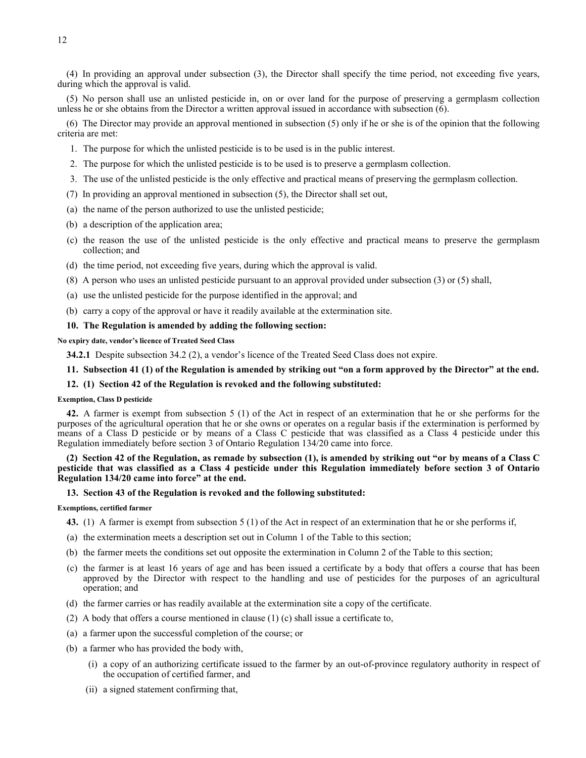(4) In providing an approval under subsection (3), the Director shall specify the time period, not exceeding five years, during which the approval is valid.

(5) No person shall use an unlisted pesticide in, on or over land for the purpose of preserving a germplasm collection unless he or she obtains from the Director a written approval issued in accordance with subsection (6).

(6) The Director may provide an approval mentioned in subsection (5) only if he or she is of the opinion that the following criteria are met:

1. The purpose for which the unlisted pesticide is to be used is in the public interest.
2. The purpose for which the unlisted pesticide is to be used is to preserve a germplasm collection.
3. The use of the unlisted pesticide is the only effective and practical means of preserving the germplasm collection.

(7) In providing an approval mentioned in subsection (5), the Director shall set out,

(a) the name of the person authorized to use the unlisted pesticide;

(b) a description of the application area;

(c) the reason the use of the unlisted pesticide is the only effective and practical means to preserve the germplasm collection; and

(d) the time period, not exceeding five years, during which the approval is valid.

(8) A person who uses an unlisted pesticide pursuant to an approval provided under subsection (3) or (5) shall,

(a) use the unlisted pesticide for the purpose identified in the approval; and

(b) carry a copy of the approval or have it readily available at the extermination site.

**10. The Regulation is amended by adding the following section:**

**No expiry date, vendor's licence of Treated Seed Class**

**34.2.1** Despite subsection 34.2 (2), a vendor's licence of the Treated Seed Class does not expire.

**11. Subsection 41 (1) of the Regulation is amended by striking out "on a form approved by the Director" at the end.**

**12. (1) Section 42 of the Regulation is revoked and the following substituted:**

**Exemption, Class D pesticide**

**42.** A farmer is exempt from subsection 5 (1) of the Act in respect of an extermination that he or she performs for the purposes of the agricultural operation that he or she owns or operates on a regular basis if the extermination is performed by means of a Class D pesticide or by means of a Class C pesticide that was classified as a Class 4 pesticide under this Regulation immediately before section 3 of Ontario Regulation 134/20 came into force.

**(2) Section 42 of the Regulation, as remade by subsection (1), is amended by striking out "or by means of a Class C pesticide that was classified as a Class 4 pesticide under this Regulation immediately before section 3 of Ontario Regulation 134/20 came into force" at the end.**

**13. Section 43 of the Regulation is revoked and the following substituted:**

**Exemptions, certified farmer**

**43.** (1) A farmer is exempt from subsection 5 (1) of the Act in respect of an extermination that he or she performs if,

(a) the extermination meets a description set out in Column 1 of the Table to this section;

(b) the farmer meets the conditions set out opposite the extermination in Column 2 of the Table to this section;

(c) the farmer is at least 16 years of age and has been issued a certificate by a body that offers a course that has been approved by the Director with respect to the handling and use of pesticides for the purposes of an agricultural operation; and

(d) the farmer carries or has readily available at the extermination site a copy of the certificate.

(2) A body that offers a course mentioned in clause (1) (c) shall issue a certificate to,

(a) a farmer upon the successful completion of the course; or

(b) a farmer who has provided the body with,

 (i) a copy of an authorizing certificate issued to the farmer by an out-of-province regulatory authority in respect of the occupation of certified farmer, and

 (ii) a signed statement confirming that,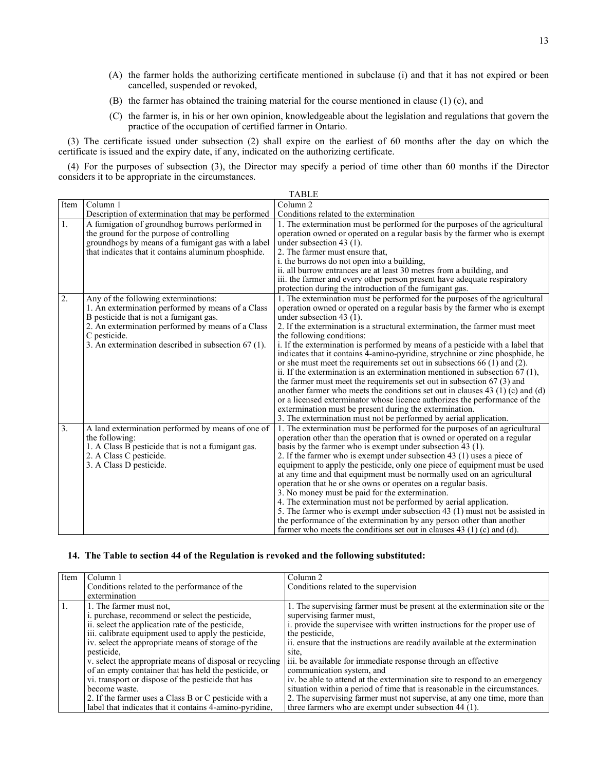(A) the farmer holds the authorizing certificate mentioned in subclause (i) and that it has not expired or been cancelled, suspended or revoked,

(B) the farmer has obtained the training material for the course mentioned in clause (1) (c), and

(C) the farmer is, in his or her own opinion, knowledgeable about the legislation and regulations that govern the practice of the occupation of certified farmer in Ontario.

(3) The certificate issued under subsection (2) shall expire on the earliest of 60 months after the day on which the certificate is issued and the expiry date, if any, indicated on the authorizing certificate.

(4) For the purposes of subsection (3), the Director may specify a period of time other than 60 months if the Director considers it to be appropriate in the circumstances.

TABLE

| Item | Column 1<br>Description of extermination that may be performed | Column 2<br>Conditions related to the extermination |
|---|---|---|
| 1. | A fumigation of groundhog burrows performed in the ground for the purpose of controlling groundhogs by means of a fumigant gas with a label that indicates that it contains aluminum phosphide. | 1. The extermination must be performed for the purposes of the agricultural operation owned or operated on a regular basis by the farmer who is exempt under subsection 43 (1).<br>2. The farmer must ensure that,<br>i. the burrows do not open into a building,<br>ii. all burrow entrances are at least 30 metres from a building, and<br>iii. the farmer and every other person present have adequate respiratory protection during the introduction of the fumigant gas. |
| 2. | Any of the following exterminations:<br>1. An extermination performed by means of a Class B pesticide that is not a fumigant gas.<br>2. An extermination performed by means of a Class C pesticide.<br>3. An extermination described in subsection 67 (1). | 1. The extermination must be performed for the purposes of the agricultural operation owned or operated on a regular basis by the farmer who is exempt under subsection 43 (1).<br>2. If the extermination is a structural extermination, the farmer must meet the following conditions:<br>i. If the extermination is performed by means of a pesticide with a label that indicates that it contains 4-amino-pyridine, strychnine or zinc phosphide, he or she must meet the requirements set out in subsections 66 (1) and (2).<br>ii. If the extermination is an extermination mentioned in subsection 67 (1), the farmer must meet the requirements set out in subsection 67 (3) and another farmer who meets the conditions set out in clauses 43 (1) (c) and (d) or a licensed exterminator whose licence authorizes the performance of the extermination must be present during the extermination.<br>3. The extermination must not be performed by aerial application. |
| 3. | A land extermination performed by means of one of the following:<br>1. A Class B pesticide that is not a fumigant gas.<br>2. A Class C pesticide.<br>3. A Class D pesticide. | 1. The extermination must be performed for the purposes of an agricultural operation other than the operation that is owned or operated on a regular basis by the farmer who is exempt under subsection 43 (1).<br>2. If the farmer who is exempt under subsection 43 (1) uses a piece of equipment to apply the pesticide, only one piece of equipment must be used at any time and that equipment must be normally used on an agricultural operation that he or she owns or operates on a regular basis.<br>3. No money must be paid for the extermination.<br>4. The extermination must not be performed by aerial application.<br>5. The farmer who is exempt under subsection 43 (1) must not be assisted in the performance of the extermination by any person other than another farmer who meets the conditions set out in clauses 43 (1) (c) and (d). |

**14. The Table to section 44 of the Regulation is revoked and the following substituted:**

| Item | Column 1<br>Conditions related to the performance of the extermination | Column 2<br>Conditions related to the supervision |
|---|---|---|
| 1. | 1. The farmer must not,<br>i. purchase, recommend or select the pesticide,<br>ii. select the application rate of the pesticide,<br>iii. calibrate equipment used to apply the pesticide,<br>iv. select the appropriate means of storage of the pesticide,<br>v. select the appropriate means of disposal or recycling of an empty container that has held the pesticide, or<br>vi. transport or dispose of the pesticide that has become waste.<br>2. If the farmer uses a Class B or C pesticide with a label that indicates that it contains 4-amino-pyridine, | 1. The supervising farmer must be present at the extermination site or the supervising farmer must,<br>i. provide the supervisee with written instructions for the proper use of the pesticide,<br>ii. ensure that the instructions are readily available at the extermination site,<br>iii. be available for immediate response through an effective communication system, and<br>iv. be able to attend at the extermination site to respond to an emergency situation within a period of time that is reasonable in the circumstances.<br>2. The supervising farmer must not supervise, at any one time, more than three farmers who are exempt under subsection 44 (1). |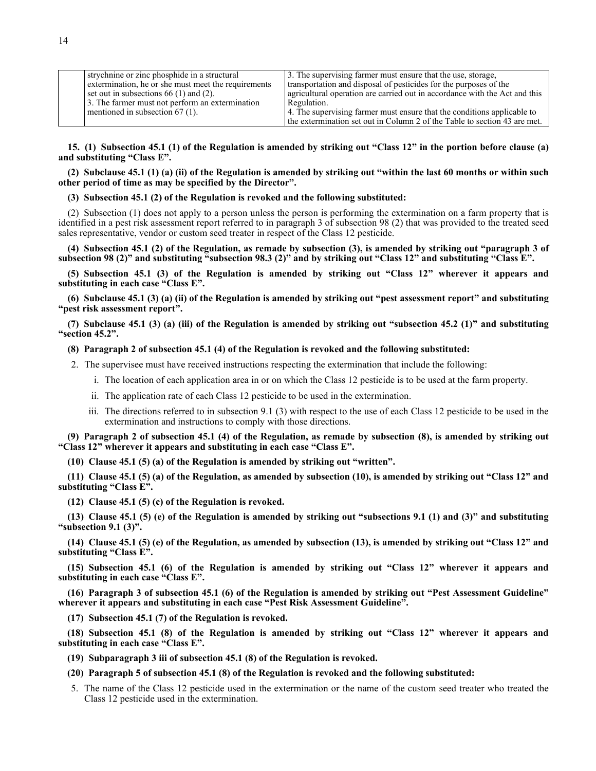|  | strychnine or zinc phosphide in a structural extermination, he or she must meet the requirements set out in subsections 66 (1) and (2).<br>3. The farmer must not perform an extermination mentioned in subsection 67 (1). | 3. The supervising farmer must ensure that the use, storage, transportation and disposal of pesticides for the purposes of the agricultural operation are carried out in accordance with the Act and this Regulation.<br>4. The supervising farmer must ensure that the conditions applicable to the extermination set out in Column 2 of the Table to section 43 are met. |
|---|---|---|

**15. (1) Subsection 45.1 (1) of the Regulation is amended by striking out "Class 12" in the portion before clause (a) and substituting "Class E".**

**(2) Subclause 45.1 (1) (a) (ii) of the Regulation is amended by striking out "within the last 60 months or within such other period of time as may be specified by the Director".**

**(3) Subsection 45.1 (2) of the Regulation is revoked and the following substituted:**

(2) Subsection (1) does not apply to a person unless the person is performing the extermination on a farm property that is identified in a pest risk assessment report referred to in paragraph 3 of subsection 98 (2) that was provided to the treated seed sales representative, vendor or custom seed treater in respect of the Class 12 pesticide.

**(4) Subsection 45.1 (2) of the Regulation, as remade by subsection (3), is amended by striking out "paragraph 3 of subsection 98 (2)" and substituting "subsection 98.3 (2)" and by striking out "Class 12" and substituting "Class E".**

**(5) Subsection 45.1 (3) of the Regulation is amended by striking out "Class 12" wherever it appears and substituting in each case "Class E".**

**(6) Subclause 45.1 (3) (a) (ii) of the Regulation is amended by striking out "pest assessment report" and substituting "pest risk assessment report".**

**(7) Subclause 45.1 (3) (a) (iii) of the Regulation is amended by striking out "subsection 45.2 (1)" and substituting "section 45.2".**

**(8) Paragraph 2 of subsection 45.1 (4) of the Regulation is revoked and the following substituted:**

2. The supervisee must have received instructions respecting the extermination that include the following:
   - i. The location of each application area in or on which the Class 12 pesticide is to be used at the farm property.
   - ii. The application rate of each Class 12 pesticide to be used in the extermination.
   - iii. The directions referred to in subsection 9.1 (3) with respect to the use of each Class 12 pesticide to be used in the extermination and instructions to comply with those directions.

**(9) Paragraph 2 of subsection 45.1 (4) of the Regulation, as remade by subsection (8), is amended by striking out "Class 12" wherever it appears and substituting in each case "Class E".**

**(10) Clause 45.1 (5) (a) of the Regulation is amended by striking out "written".**

**(11) Clause 45.1 (5) (a) of the Regulation, as amended by subsection (10), is amended by striking out "Class 12" and substituting "Class E".**

**(12) Clause 45.1 (5) (c) of the Regulation is revoked.**

**(13) Clause 45.1 (5) (e) of the Regulation is amended by striking out "subsections 9.1 (1) and (3)" and substituting "subsection 9.1 (3)".**

**(14) Clause 45.1 (5) (e) of the Regulation, as amended by subsection (13), is amended by striking out "Class 12" and substituting "Class E".**

**(15) Subsection 45.1 (6) of the Regulation is amended by striking out "Class 12" wherever it appears and substituting in each case "Class E".**

**(16) Paragraph 3 of subsection 45.1 (6) of the Regulation is amended by striking out "Pest Assessment Guideline" wherever it appears and substituting in each case "Pest Risk Assessment Guideline".**

**(17) Subsection 45.1 (7) of the Regulation is revoked.**

**(18) Subsection 45.1 (8) of the Regulation is amended by striking out "Class 12" wherever it appears and substituting in each case "Class E".**

**(19) Subparagraph 3 iii of subsection 45.1 (8) of the Regulation is revoked.**

**(20) Paragraph 5 of subsection 45.1 (8) of the Regulation is revoked and the following substituted:**

5. The name of the Class 12 pesticide used in the extermination or the name of the custom seed treater who treated the Class 12 pesticide used in the extermination.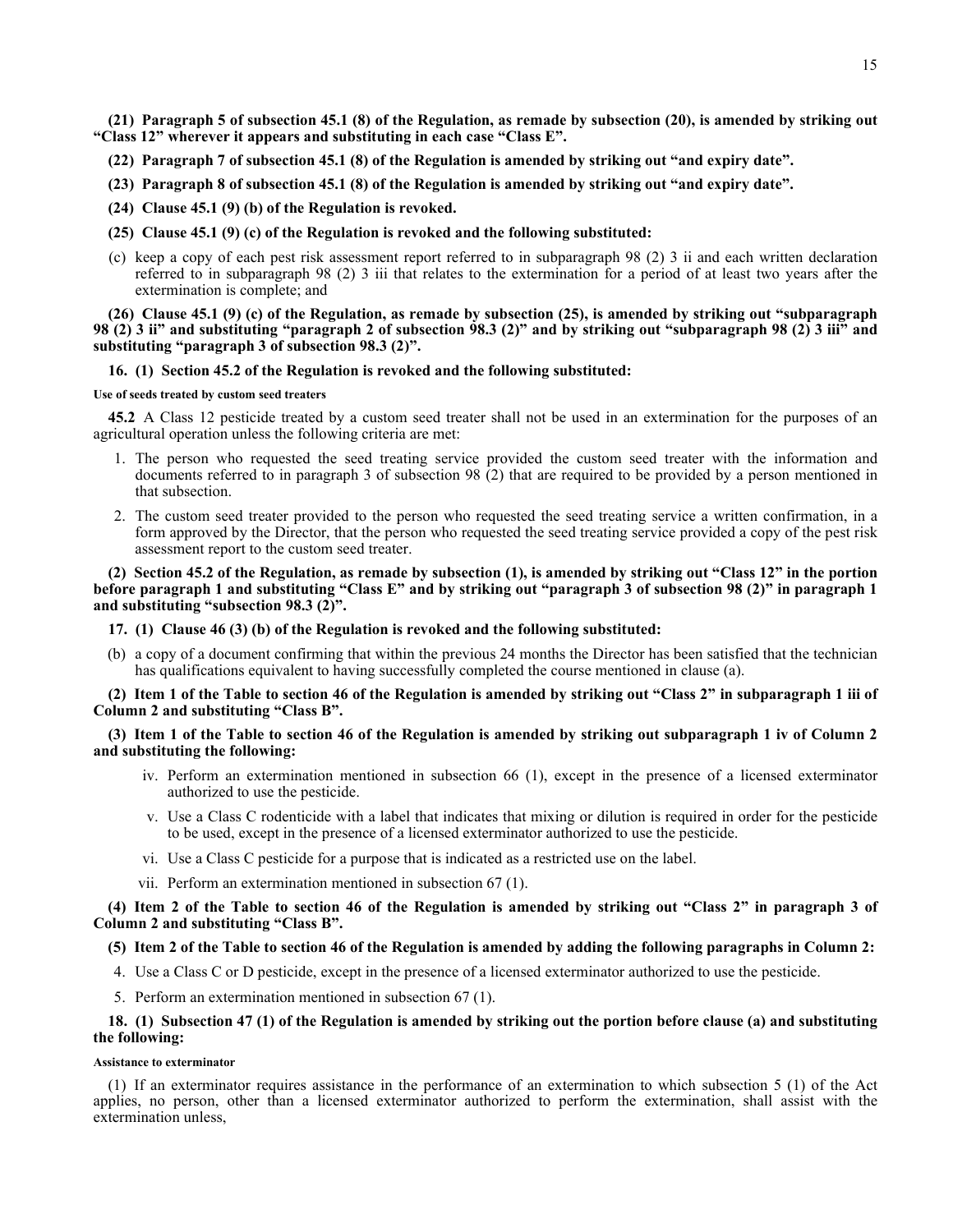**(21) Paragraph 5 of subsection 45.1 (8) of the Regulation, as remade by subsection (20), is amended by striking out "Class 12" wherever it appears and substituting in each case "Class E".**

**(22) Paragraph 7 of subsection 45.1 (8) of the Regulation is amended by striking out "and expiry date".**

**(23) Paragraph 8 of subsection 45.1 (8) of the Regulation is amended by striking out "and expiry date".**

**(24) Clause 45.1 (9) (b) of the Regulation is revoked.**

**(25) Clause 45.1 (9) (c) of the Regulation is revoked and the following substituted:**

(c) keep a copy of each pest risk assessment report referred to in subparagraph 98 (2) 3 ii and each written declaration referred to in subparagraph 98 (2) 3 iii that relates to the extermination for a period of at least two years after the extermination is complete; and

**(26) Clause 45.1 (9) (c) of the Regulation, as remade by subsection (25), is amended by striking out "subparagraph 98 (2) 3 ii" and substituting "paragraph 2 of subsection 98.3 (2)" and by striking out "subparagraph 98 (2) 3 iii" and substituting "paragraph 3 of subsection 98.3 (2)".**

**16. (1) Section 45.2 of the Regulation is revoked and the following substituted:**

**Use of seeds treated by custom seed treaters**

**45.2** A Class 12 pesticide treated by a custom seed treater shall not be used in an extermination for the purposes of an agricultural operation unless the following criteria are met:

1. The person who requested the seed treating service provided the custom seed treater with the information and documents referred to in paragraph 3 of subsection 98 (2) that are required to be provided by a person mentioned in that subsection.
2. The custom seed treater provided to the person who requested the seed treating service a written confirmation, in a form approved by the Director, that the person who requested the seed treating service provided a copy of the pest risk assessment report to the custom seed treater.

**(2) Section 45.2 of the Regulation, as remade by subsection (1), is amended by striking out "Class 12" in the portion before paragraph 1 and substituting "Class E" and by striking out "paragraph 3 of subsection 98 (2)" in paragraph 1 and substituting "subsection 98.3 (2)".**

**17. (1) Clause 46 (3) (b) of the Regulation is revoked and the following substituted:**

(b) a copy of a document confirming that within the previous 24 months the Director has been satisfied that the technician has qualifications equivalent to having successfully completed the course mentioned in clause (a).

**(2) Item 1 of the Table to section 46 of the Regulation is amended by striking out "Class 2" in subparagraph 1 iii of Column 2 and substituting "Class B".**

**(3) Item 1 of the Table to section 46 of the Regulation is amended by striking out subparagraph 1 iv of Column 2 and substituting the following:**

iv. Perform an extermination mentioned in subsection 66 (1), except in the presence of a licensed exterminator authorized to use the pesticide.

v. Use a Class C rodenticide with a label that indicates that mixing or dilution is required in order for the pesticide to be used, except in the presence of a licensed exterminator authorized to use the pesticide.

vi. Use a Class C pesticide for a purpose that is indicated as a restricted use on the label.

vii. Perform an extermination mentioned in subsection 67 (1).

**(4) Item 2 of the Table to section 46 of the Regulation is amended by striking out "Class 2" in paragraph 3 of Column 2 and substituting "Class B".**

**(5) Item 2 of the Table to section 46 of the Regulation is amended by adding the following paragraphs in Column 2:**

4. Use a Class C or D pesticide, except in the presence of a licensed exterminator authorized to use the pesticide.
5. Perform an extermination mentioned in subsection 67 (1).

**18. (1) Subsection 47 (1) of the Regulation is amended by striking out the portion before clause (a) and substituting the following:**

**Assistance to exterminator**

(1) If an exterminator requires assistance in the performance of an extermination to which subsection 5 (1) of the Act applies, no person, other than a licensed exterminator authorized to perform the extermination, shall assist with the extermination unless,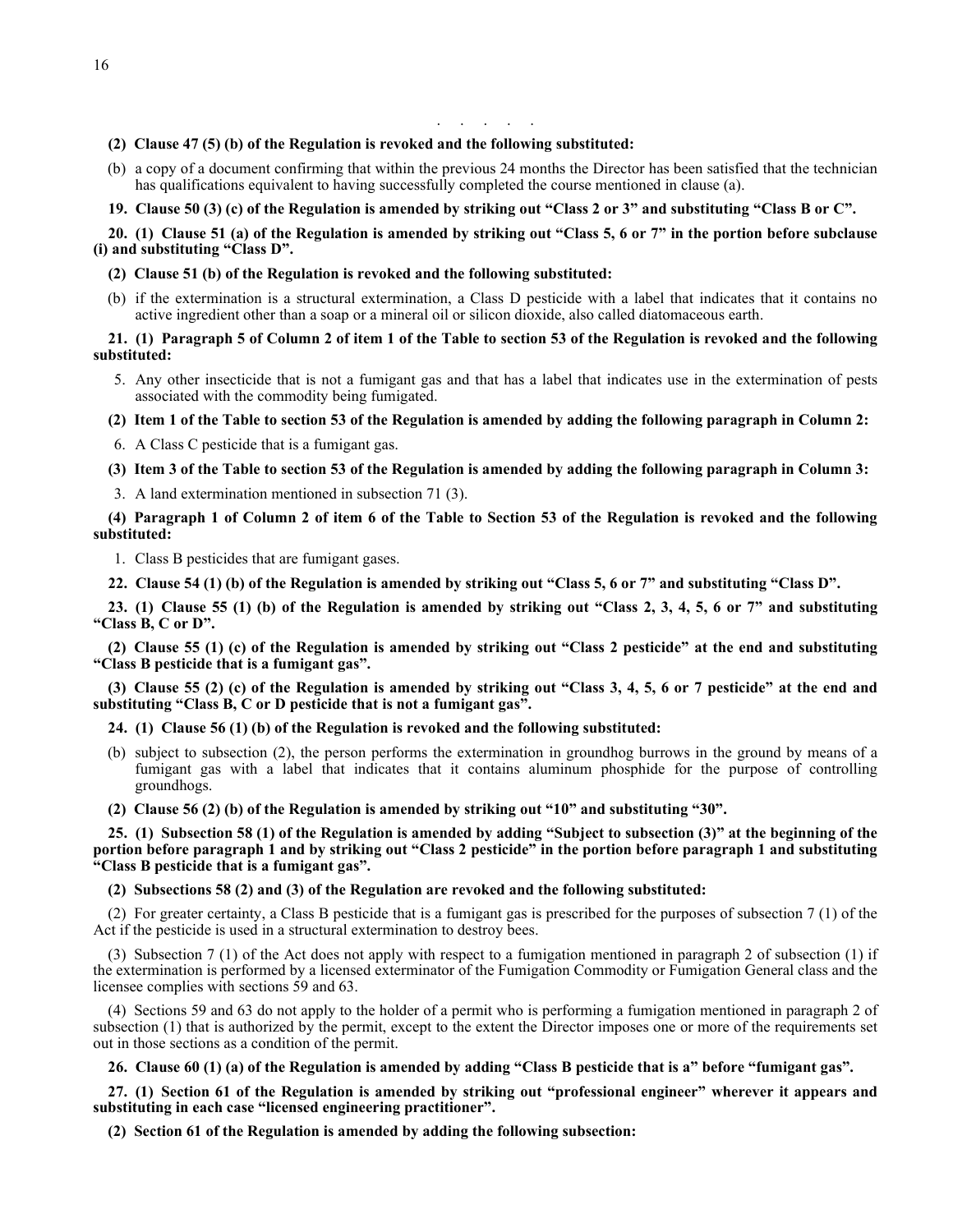. . . . .

**(2) Clause 47 (5) (b) of the Regulation is revoked and the following substituted:**

(b) a copy of a document confirming that within the previous 24 months the Director has been satisfied that the technician has qualifications equivalent to having successfully completed the course mentioned in clause (a).

**19. Clause 50 (3) (c) of the Regulation is amended by striking out "Class 2 or 3" and substituting "Class B or C".**

**20. (1) Clause 51 (a) of the Regulation is amended by striking out "Class 5, 6 or 7" in the portion before subclause (i) and substituting "Class D".**

**(2) Clause 51 (b) of the Regulation is revoked and the following substituted:**

(b) if the extermination is a structural extermination, a Class D pesticide with a label that indicates that it contains no active ingredient other than a soap or a mineral oil or silicon dioxide, also called diatomaceous earth.

**21. (1) Paragraph 5 of Column 2 of item 1 of the Table to section 53 of the Regulation is revoked and the following substituted:**

5. Any other insecticide that is not a fumigant gas and that has a label that indicates use in the extermination of pests associated with the commodity being fumigated.

**(2) Item 1 of the Table to section 53 of the Regulation is amended by adding the following paragraph in Column 2:**

6. A Class C pesticide that is a fumigant gas.

**(3) Item 3 of the Table to section 53 of the Regulation is amended by adding the following paragraph in Column 3:**

3. A land extermination mentioned in subsection 71 (3).

**(4) Paragraph 1 of Column 2 of item 6 of the Table to Section 53 of the Regulation is revoked and the following substituted:**

1. Class B pesticides that are fumigant gases.

**22. Clause 54 (1) (b) of the Regulation is amended by striking out "Class 5, 6 or 7" and substituting "Class D".**

**23. (1) Clause 55 (1) (b) of the Regulation is amended by striking out "Class 2, 3, 4, 5, 6 or 7" and substituting "Class B, C or D".**

**(2) Clause 55 (1) (c) of the Regulation is amended by striking out "Class 2 pesticide" at the end and substituting "Class B pesticide that is a fumigant gas".**

**(3) Clause 55 (2) (c) of the Regulation is amended by striking out "Class 3, 4, 5, 6 or 7 pesticide" at the end and substituting "Class B, C or D pesticide that is not a fumigant gas".**

**24. (1) Clause 56 (1) (b) of the Regulation is revoked and the following substituted:**

(b) subject to subsection (2), the person performs the extermination in groundhog burrows in the ground by means of a fumigant gas with a label that indicates that it contains aluminum phosphide for the purpose of controlling groundhogs.

**(2) Clause 56 (2) (b) of the Regulation is amended by striking out "10" and substituting "30".**

**25. (1) Subsection 58 (1) of the Regulation is amended by adding "Subject to subsection (3)" at the beginning of the portion before paragraph 1 and by striking out "Class 2 pesticide" in the portion before paragraph 1 and substituting "Class B pesticide that is a fumigant gas".**

**(2) Subsections 58 (2) and (3) of the Regulation are revoked and the following substituted:**

(2) For greater certainty, a Class B pesticide that is a fumigant gas is prescribed for the purposes of subsection 7 (1) of the Act if the pesticide is used in a structural extermination to destroy bees.

(3) Subsection 7 (1) of the Act does not apply with respect to a fumigation mentioned in paragraph 2 of subsection (1) if the extermination is performed by a licensed exterminator of the Fumigation Commodity or Fumigation General class and the licensee complies with sections 59 and 63.

(4) Sections 59 and 63 do not apply to the holder of a permit who is performing a fumigation mentioned in paragraph 2 of subsection (1) that is authorized by the permit, except to the extent the Director imposes one or more of the requirements set out in those sections as a condition of the permit.

**26. Clause 60 (1) (a) of the Regulation is amended by adding "Class B pesticide that is a" before "fumigant gas".**

**27. (1) Section 61 of the Regulation is amended by striking out "professional engineer" wherever it appears and substituting in each case "licensed engineering practitioner".**

**(2) Section 61 of the Regulation is amended by adding the following subsection:**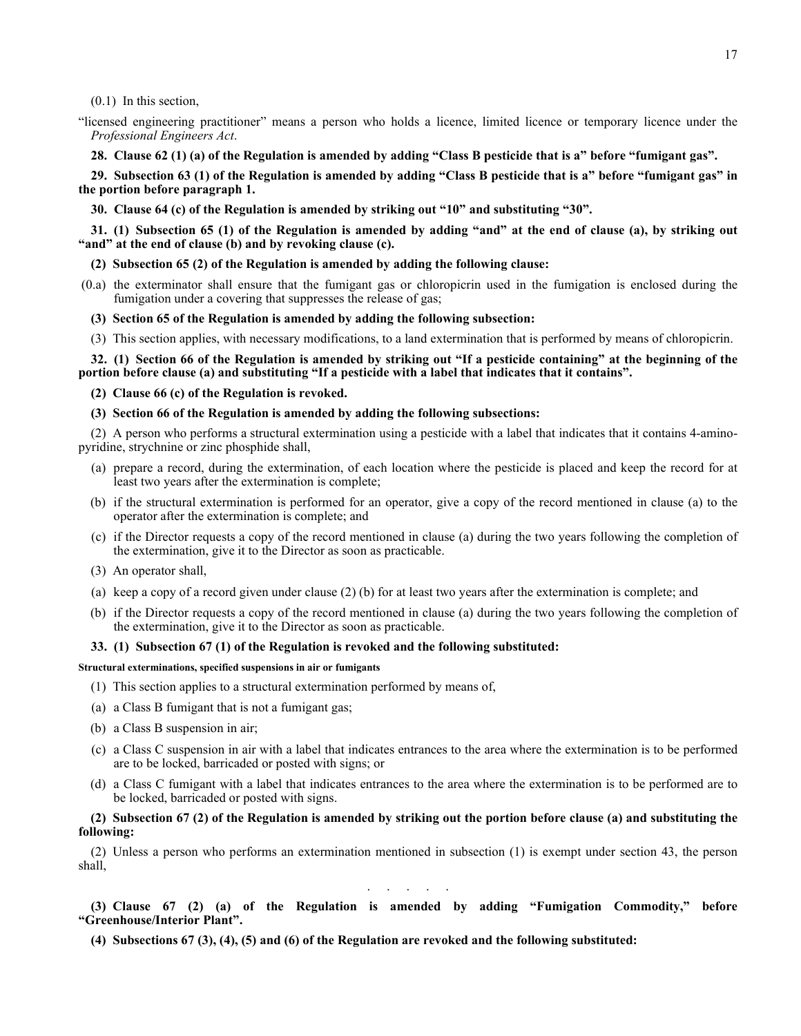(0.1) In this section,

"licensed engineering practitioner" means a person who holds a licence, limited licence or temporary licence under the *Professional Engineers Act*.

**28. Clause 62 (1) (a) of the Regulation is amended by adding "Class B pesticide that is a" before "fumigant gas".**

**29. Subsection 63 (1) of the Regulation is amended by adding "Class B pesticide that is a" before "fumigant gas" in the portion before paragraph 1.**

**30. Clause 64 (c) of the Regulation is amended by striking out "10" and substituting "30".**

**31. (1) Subsection 65 (1) of the Regulation is amended by adding "and" at the end of clause (a), by striking out "and" at the end of clause (b) and by revoking clause (c).**

**(2) Subsection 65 (2) of the Regulation is amended by adding the following clause:**

(0.a) the exterminator shall ensure that the fumigant gas or chloropicrin used in the fumigation is enclosed during the fumigation under a covering that suppresses the release of gas;

**(3) Section 65 of the Regulation is amended by adding the following subsection:**

(3) This section applies, with necessary modifications, to a land extermination that is performed by means of chloropicrin.

**32. (1) Section 66 of the Regulation is amended by striking out "If a pesticide containing" at the beginning of the portion before clause (a) and substituting "If a pesticide with a label that indicates that it contains".**

**(2) Clause 66 (c) of the Regulation is revoked.**

**(3) Section 66 of the Regulation is amended by adding the following subsections:**

(2) A person who performs a structural extermination using a pesticide with a label that indicates that it contains 4-amino-pyridine, strychnine or zinc phosphide shall,

(a) prepare a record, during the extermination, of each location where the pesticide is placed and keep the record for at least two years after the extermination is complete;

(b) if the structural extermination is performed for an operator, give a copy of the record mentioned in clause (a) to the operator after the extermination is complete; and

(c) if the Director requests a copy of the record mentioned in clause (a) during the two years following the completion of the extermination, give it to the Director as soon as practicable.

(3) An operator shall,

(a) keep a copy of a record given under clause (2) (b) for at least two years after the extermination is complete; and

(b) if the Director requests a copy of the record mentioned in clause (a) during the two years following the completion of the extermination, give it to the Director as soon as practicable.

**33. (1) Subsection 67 (1) of the Regulation is revoked and the following substituted:**

**Structural exterminations, specified suspensions in air or fumigants**

(1) This section applies to a structural extermination performed by means of,

(a) a Class B fumigant that is not a fumigant gas;

(b) a Class B suspension in air;

(c) a Class C suspension in air with a label that indicates entrances to the area where the extermination is to be performed are to be locked, barricaded or posted with signs; or

(d) a Class C fumigant with a label that indicates entrances to the area where the extermination is to be performed are to be locked, barricaded or posted with signs.

**(2) Subsection 67 (2) of the Regulation is amended by striking out the portion before clause (a) and substituting the following:**

(2) Unless a person who performs an extermination mentioned in subsection (1) is exempt under section 43, the person shall,

. . . . .

**(3) Clause 67 (2) (a) of the Regulation is amended by adding "Fumigation Commodity," before "Greenhouse/Interior Plant".**

**(4) Subsections 67 (3), (4), (5) and (6) of the Regulation are revoked and the following substituted:**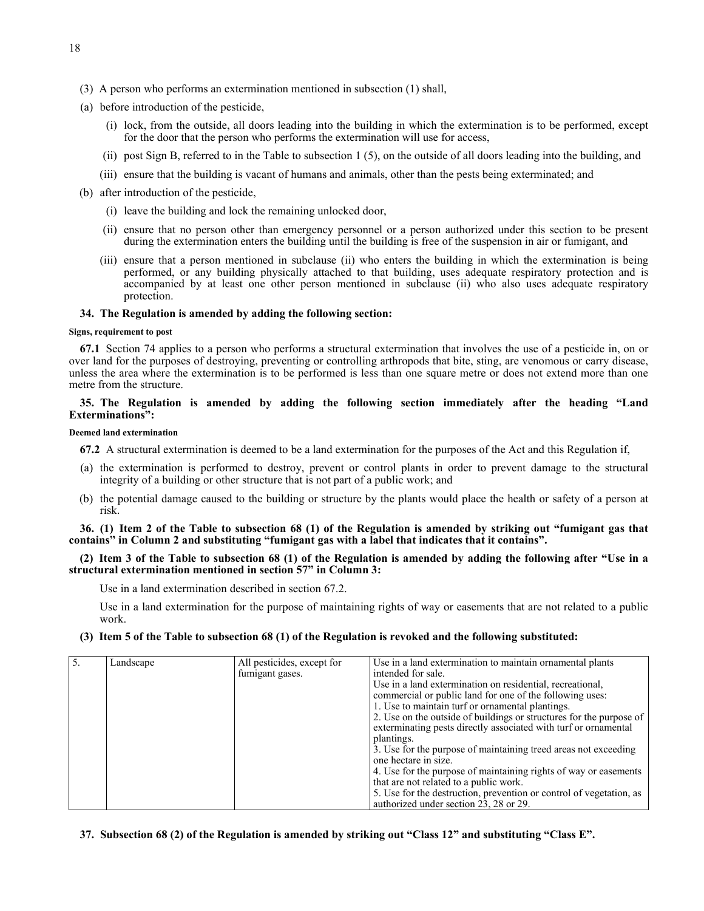(3) A person who performs an extermination mentioned in subsection (1) shall,

(a) before introduction of the pesticide,

   (i) lock, from the outside, all doors leading into the building in which the extermination is to be performed, except for the door that the person who performs the extermination will use for access,

   (ii) post Sign B, referred to in the Table to subsection 1 (5), on the outside of all doors leading into the building, and

   (iii) ensure that the building is vacant of humans and animals, other than the pests being exterminated; and

(b) after introduction of the pesticide,

   (i) leave the building and lock the remaining unlocked door,

   (ii) ensure that no person other than emergency personnel or a person authorized under this section to be present during the extermination enters the building until the building is free of the suspension in air or fumigant, and

   (iii) ensure that a person mentioned in subclause (ii) who enters the building in which the extermination is being performed, or any building physically attached to that building, uses adequate respiratory protection and is accompanied by at least one other person mentioned in subclause (ii) who also uses adequate respiratory protection.

**34. The Regulation is amended by adding the following section:**

**Signs, requirement to post**

**67.1** Section 74 applies to a person who performs a structural extermination that involves the use of a pesticide in, on or over land for the purposes of destroying, preventing or controlling arthropods that bite, sting, are venomous or carry disease, unless the area where the extermination is to be performed is less than one square metre or does not extend more than one metre from the structure.

**35. The Regulation is amended by adding the following section immediately after the heading "Land Exterminations":**

**Deemed land extermination**

**67.2** A structural extermination is deemed to be a land extermination for the purposes of the Act and this Regulation if,

(a) the extermination is performed to destroy, prevent or control plants in order to prevent damage to the structural integrity of a building or other structure that is not part of a public work; and

(b) the potential damage caused to the building or structure by the plants would place the health or safety of a person at risk.

**36. (1) Item 2 of the Table to subsection 68 (1) of the Regulation is amended by striking out "fumigant gas that contains" in Column 2 and substituting "fumigant gas with a label that indicates that it contains".**

**(2) Item 3 of the Table to subsection 68 (1) of the Regulation is amended by adding the following after "Use in a structural extermination mentioned in section 57" in Column 3:**

Use in a land extermination described in section 67.2.

Use in a land extermination for the purpose of maintaining rights of way or easements that are not related to a public work.

**(3) Item 5 of the Table to subsection 68 (1) of the Regulation is revoked and the following substituted:**

| | | | |
|---|---|---|---|
| 5. | Landscape | All pesticides, except for fumigant gases. | Use in a land extermination to maintain ornamental plants intended for sale.<br>Use in a land extermination on residential, recreational, commercial or public land for one of the following uses:<br>1. Use to maintain turf or ornamental plantings.<br>2. Use on the outside of buildings or structures for the purpose of exterminating pests directly associated with turf or ornamental plantings.<br>3. Use for the purpose of maintaining treed areas not exceeding one hectare in size.<br>4. Use for the purpose of maintaining rights of way or easements that are not related to a public work.<br>5. Use for the destruction, prevention or control of vegetation, as authorized under section 23, 28 or 29. |

**37. Subsection 68 (2) of the Regulation is amended by striking out "Class 12" and substituting "Class E".**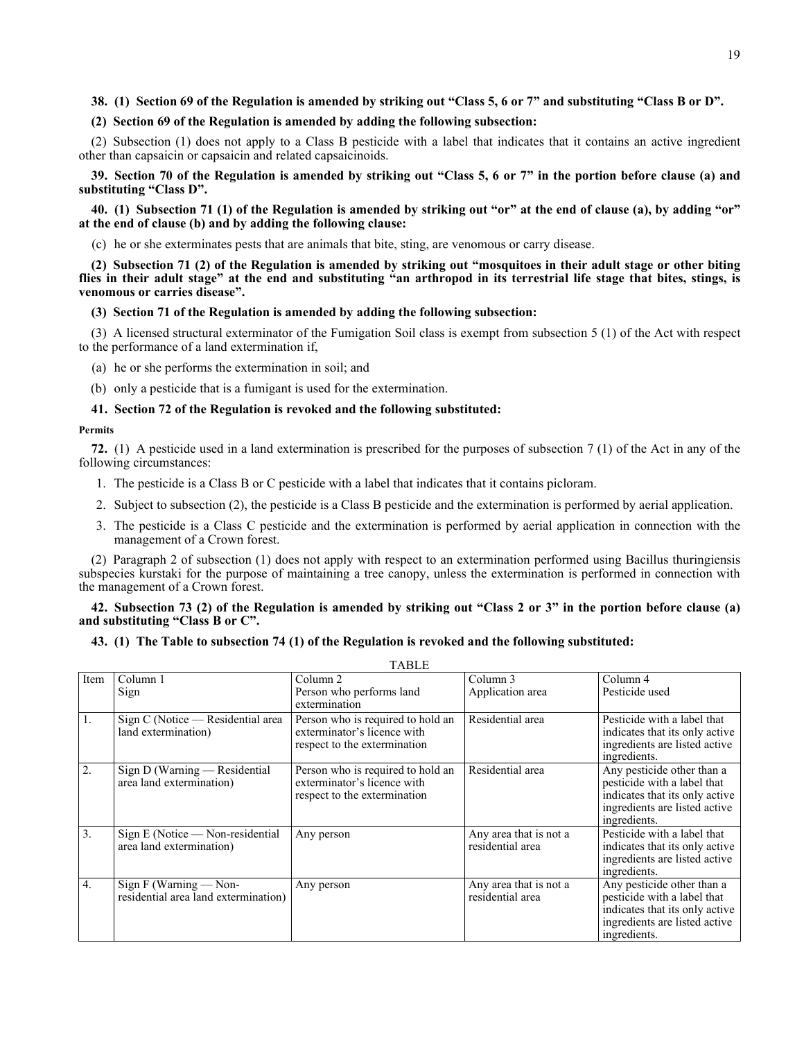**38. (1) Section 69 of the Regulation is amended by striking out "Class 5, 6 or 7" and substituting "Class B or D".**

**(2) Section 69 of the Regulation is amended by adding the following subsection:**

(2) Subsection (1) does not apply to a Class B pesticide with a label that indicates that it contains an active ingredient other than capsaicin or capsaicin and related capsaicinoids.

**39. Section 70 of the Regulation is amended by striking out "Class 5, 6 or 7" in the portion before clause (a) and substituting "Class D".**

**40. (1) Subsection 71 (1) of the Regulation is amended by striking out "or" at the end of clause (a), by adding "or" at the end of clause (b) and by adding the following clause:**

(c) he or she exterminates pests that are animals that bite, sting, are venomous or carry disease.

**(2) Subsection 71 (2) of the Regulation is amended by striking out "mosquitoes in their adult stage or other biting flies in their adult stage" at the end and substituting "an arthropod in its terrestrial life stage that bites, stings, is venomous or carries disease".**

**(3) Section 71 of the Regulation is amended by adding the following subsection:**

(3) A licensed structural exterminator of the Fumigation Soil class is exempt from subsection 5 (1) of the Act with respect to the performance of a land extermination if,

(a) he or she performs the extermination in soil; and

(b) only a pesticide that is a fumigant is used for the extermination.

**41. Section 72 of the Regulation is revoked and the following substituted:**

**Permits**

**72.** (1) A pesticide used in a land extermination is prescribed for the purposes of subsection 7 (1) of the Act in any of the following circumstances:

1. The pesticide is a Class B or C pesticide with a label that indicates that it contains picloram.
2. Subject to subsection (2), the pesticide is a Class B pesticide and the extermination is performed by aerial application.
3. The pesticide is a Class C pesticide and the extermination is performed by aerial application in connection with the management of a Crown forest.

(2) Paragraph 2 of subsection (1) does not apply with respect to an extermination performed using Bacillus thuringiensis subspecies kurstaki for the purpose of maintaining a tree canopy, unless the extermination is performed in connection with the management of a Crown forest.

**42. Subsection 73 (2) of the Regulation is amended by striking out "Class 2 or 3" in the portion before clause (a) and substituting "Class B or C".**

**43. (1) The Table to subsection 74 (1) of the Regulation is revoked and the following substituted:**

TABLE

| Item | Column 1<br>Sign | Column 2<br>Person who performs land extermination | Column 3<br>Application area | Column 4<br>Pesticide used |
|---|---|---|---|---|
| 1. | Sign C (Notice — Residential area land extermination) | Person who is required to hold an exterminator's licence with respect to the extermination | Residential area | Pesticide with a label that indicates that its only active ingredients are listed active ingredients. |
| 2. | Sign D (Warning — Residential area land extermination) | Person who is required to hold an exterminator's licence with respect to the extermination | Residential area | Any pesticide other than a pesticide with a label that indicates that its only active ingredients are listed active ingredients. |
| 3. | Sign E (Notice — Non-residential area land extermination) | Any person | Any area that is not a residential area | Pesticide with a label that indicates that its only active ingredients are listed active ingredients. |
| 4. | Sign F (Warning — Non-residential area land extermination) | Any person | Any area that is not a residential area | Any pesticide other than a pesticide with a label that indicates that its only active ingredients are listed active ingredients. |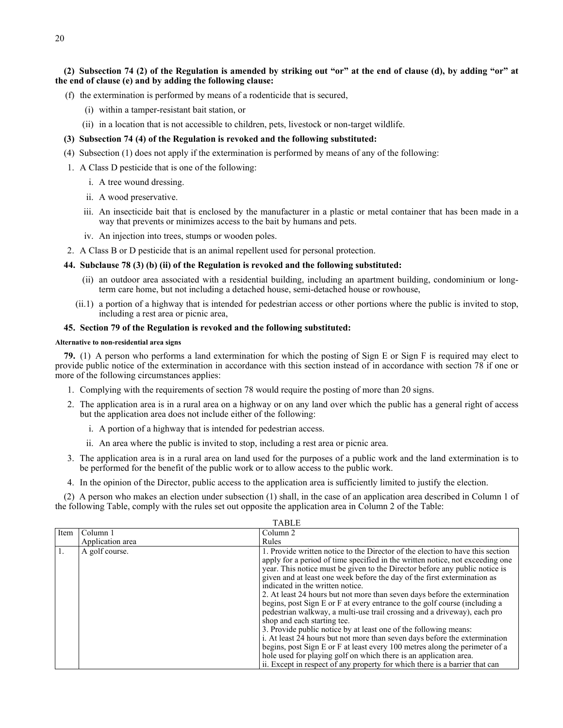**(2) Subsection 74 (2) of the Regulation is amended by striking out "or" at the end of clause (d), by adding "or" at the end of clause (e) and by adding the following clause:**

(f) the extermination is performed by means of a rodenticide that is secured,

(i) within a tamper-resistant bait station, or

(ii) in a location that is not accessible to children, pets, livestock or non-target wildlife.

**(3) Subsection 74 (4) of the Regulation is revoked and the following substituted:**

(4) Subsection (1) does not apply if the extermination is performed by means of any of the following:

1. A Class D pesticide that is one of the following:

   i. A tree wound dressing.

   ii. A wood preservative.

   iii. An insecticide bait that is enclosed by the manufacturer in a plastic or metal container that has been made in a way that prevents or minimizes access to the bait by humans and pets.

   iv. An injection into trees, stumps or wooden poles.

2. A Class B or D pesticide that is an animal repellent used for personal protection.

**44. Subclause 78 (3) (b) (ii) of the Regulation is revoked and the following substituted:**

(ii) an outdoor area associated with a residential building, including an apartment building, condominium or long-term care home, but not including a detached house, semi-detached house or rowhouse,

(ii.1) a portion of a highway that is intended for pedestrian access or other portions where the public is invited to stop, including a rest area or picnic area,

**45. Section 79 of the Regulation is revoked and the following substituted:**

**Alternative to non-residential area signs**

**79.** (1) A person who performs a land extermination for which the posting of Sign E or Sign F is required may elect to provide public notice of the extermination in accordance with this section instead of in accordance with section 78 if one or more of the following circumstances applies:

1. Complying with the requirements of section 78 would require the posting of more than 20 signs.

2. The application area is in a rural area on a highway or on any land over which the public has a general right of access but the application area does not include either of the following:

   i. A portion of a highway that is intended for pedestrian access.

   ii. An area where the public is invited to stop, including a rest area or picnic area.

3. The application area is in a rural area on land used for the purposes of a public work and the land extermination is to be performed for the benefit of the public work or to allow access to the public work.

4. In the opinion of the Director, public access to the application area is sufficiently limited to justify the election.

(2) A person who makes an election under subsection (1) shall, in the case of an application area described in Column 1 of the following Table, comply with the rules set out opposite the application area in Column 2 of the Table:

TABLE

| Item | Column 1<br>Application area | Column 2<br>Rules |
|---|---|---|
| 1. | A golf course. | 1. Provide written notice to the Director of the election to have this section apply for a period of time specified in the written notice, not exceeding one year. This notice must be given to the Director before any public notice is given and at least one week before the day of the first extermination as indicated in the written notice.<br>2. At least 24 hours but not more than seven days before the extermination begins, post Sign E or F at every entrance to the golf course (including a pedestrian walkway, a multi-use trail crossing and a driveway), each pro shop and each starting tee.<br>3. Provide public notice by at least one of the following means:<br>i. At least 24 hours but not more than seven days before the extermination begins, post Sign E or F at least every 100 metres along the perimeter of a hole used for playing golf on which there is an application area.<br>ii. Except in respect of any property for which there is a barrier that can |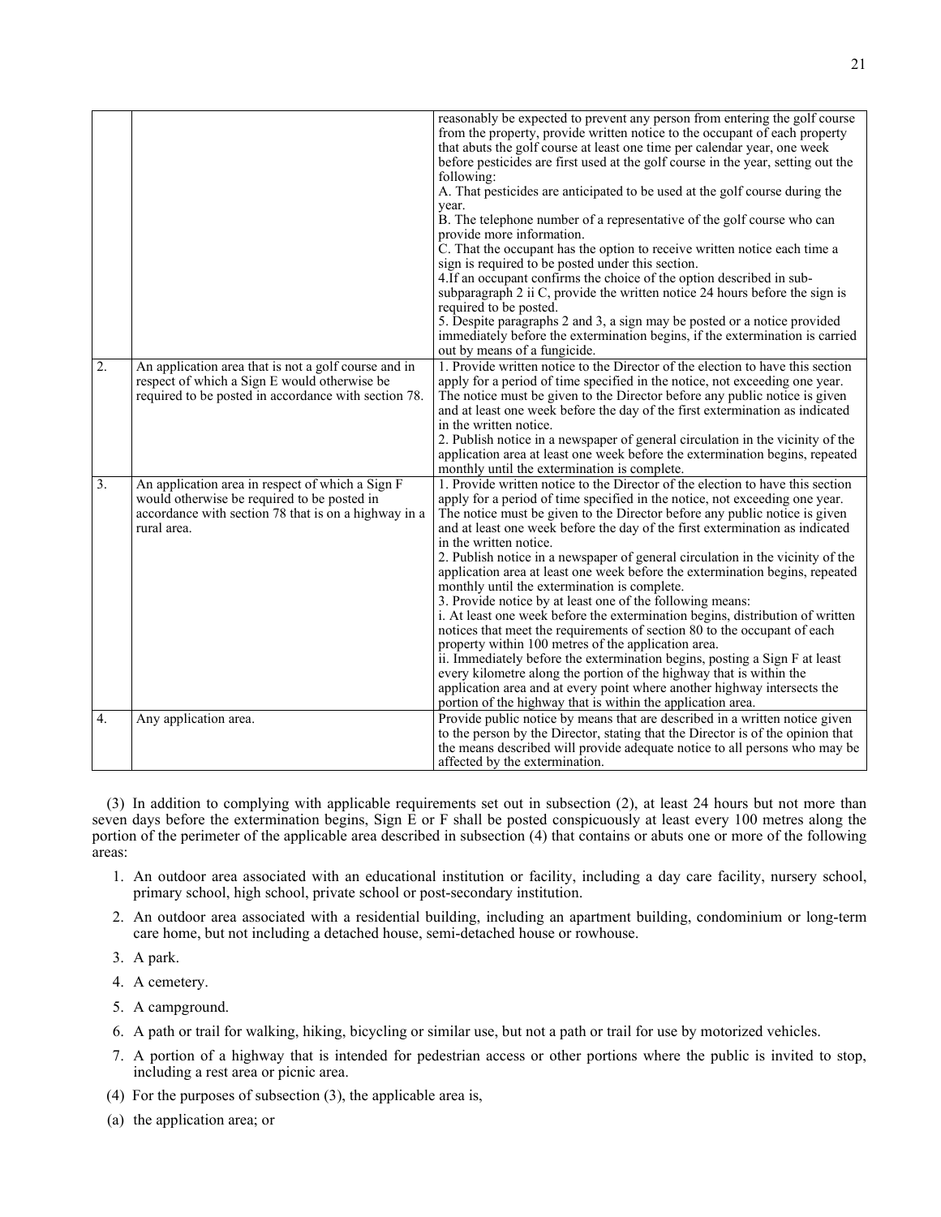|  |  |  |
|---|---|---|
|  |  | reasonably be expected to prevent any person from entering the golf course from the property, provide written notice to the occupant of each property that abuts the golf course at least one time per calendar year, one week before pesticides are first used at the golf course in the year, setting out the following:<br>A. That pesticides are anticipated to be used at the golf course during the year.<br>B. The telephone number of a representative of the golf course who can provide more information.<br>C. That the occupant has the option to receive written notice each time a sign is required to be posted under this section.<br>4.If an occupant confirms the choice of the option described in sub-subparagraph 2 ii C, provide the written notice 24 hours before the sign is required to be posted.<br>5. Despite paragraphs 2 and 3, a sign may be posted or a notice provided immediately before the extermination begins, if the extermination is carried out by means of a fungicide. |
| 2. | An application area that is not a golf course and in respect of which a Sign E would otherwise be required to be posted in accordance with section 78. | 1. Provide written notice to the Director of the election to have this section apply for a period of time specified in the notice, not exceeding one year. The notice must be given to the Director before any public notice is given and at least one week before the day of the first extermination as indicated in the written notice.<br>2. Publish notice in a newspaper of general circulation in the vicinity of the application area at least one week before the extermination begins, repeated monthly until the extermination is complete. |
| 3. | An application area in respect of which a Sign F would otherwise be required to be posted in accordance with section 78 that is on a highway in a rural area. | 1. Provide written notice to the Director of the election to have this section apply for a period of time specified in the notice, not exceeding one year. The notice must be given to the Director before any public notice is given and at least one week before the day of the first extermination as indicated in the written notice.<br>2. Publish notice in a newspaper of general circulation in the vicinity of the application area at least one week before the extermination begins, repeated monthly until the extermination is complete.<br>3. Provide notice by at least one of the following means:<br>i. At least one week before the extermination begins, distribution of written notices that meet the requirements of section 80 to the occupant of each property within 100 metres of the application area.<br>ii. Immediately before the extermination begins, posting a Sign F at least every kilometre along the portion of the highway that is within the application area and at every point where another highway intersects the portion of the highway that is within the application area. |
| 4. | Any application area. | Provide public notice by means that are described in a written notice given to the person by the Director, stating that the Director is of the opinion that the means described will provide adequate notice to all persons who may be affected by the extermination. |

(3) In addition to complying with applicable requirements set out in subsection (2), at least 24 hours but not more than seven days before the extermination begins, Sign E or F shall be posted conspicuously at least every 100 metres along the portion of the perimeter of the applicable area described in subsection (4) that contains or abuts one or more of the following areas:

1. An outdoor area associated with an educational institution or facility, including a day care facility, nursery school, primary school, high school, private school or post-secondary institution.
2. An outdoor area associated with a residential building, including an apartment building, condominium or long-term care home, but not including a detached house, semi-detached house or rowhouse.
3. A park.
4. A cemetery.
5. A campground.
6. A path or trail for walking, hiking, bicycling or similar use, but not a path or trail for use by motorized vehicles.
7. A portion of a highway that is intended for pedestrian access or other portions where the public is invited to stop, including a rest area or picnic area.

(4) For the purposes of subsection (3), the applicable area is,

(a) the application area; or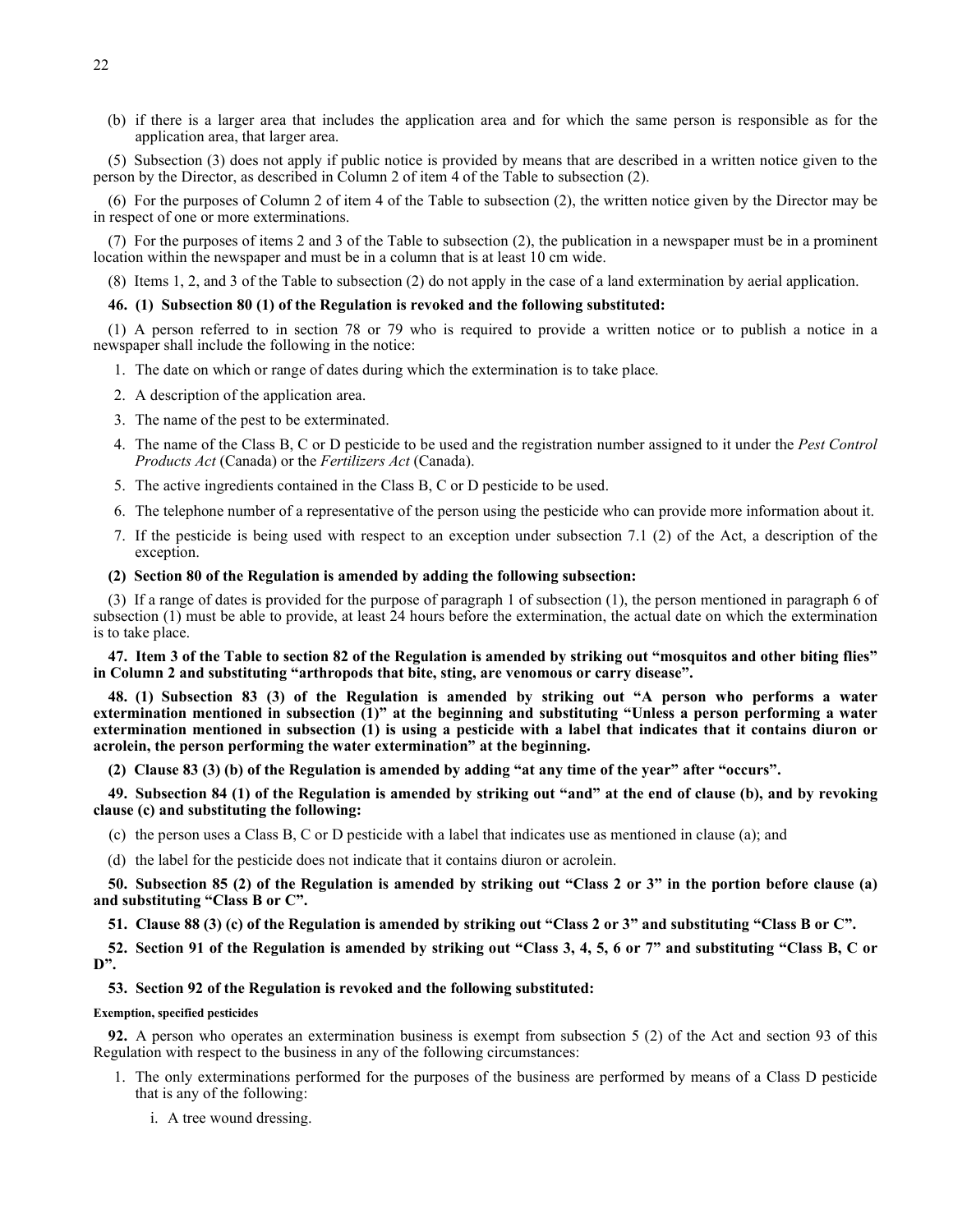(b) if there is a larger area that includes the application area and for which the same person is responsible as for the application area, that larger area.

(5) Subsection (3) does not apply if public notice is provided by means that are described in a written notice given to the person by the Director, as described in Column 2 of item 4 of the Table to subsection (2).

(6) For the purposes of Column 2 of item 4 of the Table to subsection (2), the written notice given by the Director may be in respect of one or more exterminations.

(7) For the purposes of items 2 and 3 of the Table to subsection (2), the publication in a newspaper must be in a prominent location within the newspaper and must be in a column that is at least 10 cm wide.

(8) Items 1, 2, and 3 of the Table to subsection (2) do not apply in the case of a land extermination by aerial application.

**46. (1) Subsection 80 (1) of the Regulation is revoked and the following substituted:**

(1) A person referred to in section 78 or 79 who is required to provide a written notice or to publish a notice in a newspaper shall include the following in the notice:

1. The date on which or range of dates during which the extermination is to take place.
2. A description of the application area.
3. The name of the pest to be exterminated.
4. The name of the Class B, C or D pesticide to be used and the registration number assigned to it under the *Pest Control Products Act* (Canada) or the *Fertilizers Act* (Canada).
5. The active ingredients contained in the Class B, C or D pesticide to be used.
6. The telephone number of a representative of the person using the pesticide who can provide more information about it.
7. If the pesticide is being used with respect to an exception under subsection 7.1 (2) of the Act, a description of the exception.

**(2) Section 80 of the Regulation is amended by adding the following subsection:**

(3) If a range of dates is provided for the purpose of paragraph 1 of subsection (1), the person mentioned in paragraph 6 of subsection (1) must be able to provide, at least 24 hours before the extermination, the actual date on which the extermination is to take place.

**47. Item 3 of the Table to section 82 of the Regulation is amended by striking out "mosquitos and other biting flies" in Column 2 and substituting "arthropods that bite, sting, are venomous or carry disease".**

**48. (1) Subsection 83 (3) of the Regulation is amended by striking out "A person who performs a water extermination mentioned in subsection (1)" at the beginning and substituting "Unless a person performing a water extermination mentioned in subsection (1) is using a pesticide with a label that indicates that it contains diuron or acrolein, the person performing the water extermination" at the beginning.**

**(2) Clause 83 (3) (b) of the Regulation is amended by adding "at any time of the year" after "occurs".**

**49. Subsection 84 (1) of the Regulation is amended by striking out "and" at the end of clause (b), and by revoking clause (c) and substituting the following:**

(c) the person uses a Class B, C or D pesticide with a label that indicates use as mentioned in clause (a); and

(d) the label for the pesticide does not indicate that it contains diuron or acrolein.

**50. Subsection 85 (2) of the Regulation is amended by striking out "Class 2 or 3" in the portion before clause (a) and substituting "Class B or C".**

**51. Clause 88 (3) (c) of the Regulation is amended by striking out "Class 2 or 3" and substituting "Class B or C".**

**52. Section 91 of the Regulation is amended by striking out "Class 3, 4, 5, 6 or 7" and substituting "Class B, C or D".**

**53. Section 92 of the Regulation is revoked and the following substituted:**

**Exemption, specified pesticides**

**92.** A person who operates an extermination business is exempt from subsection 5 (2) of the Act and section 93 of this Regulation with respect to the business in any of the following circumstances:

1. The only exterminations performed for the purposes of the business are performed by means of a Class D pesticide that is any of the following:
   i. A tree wound dressing.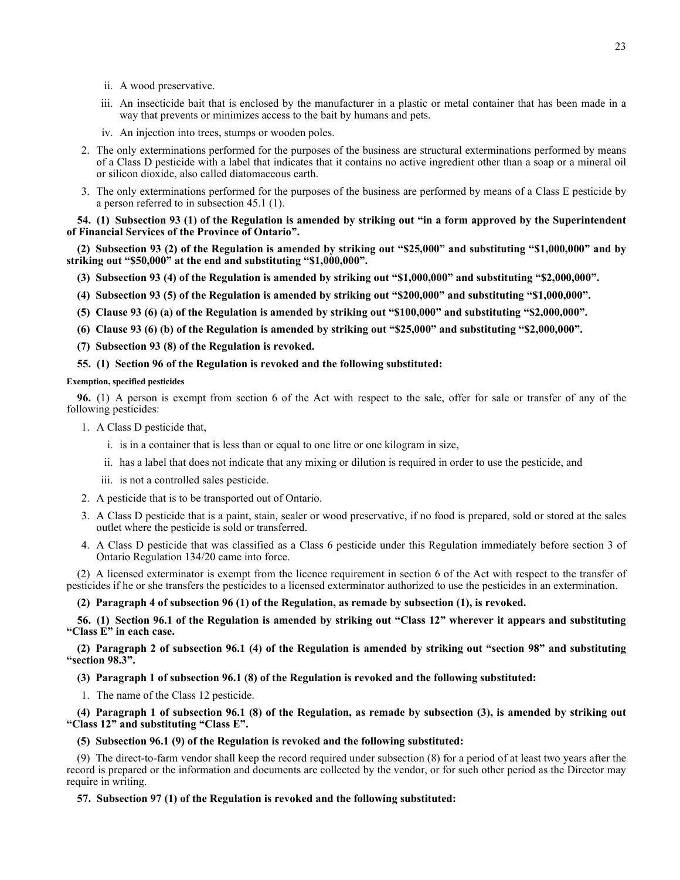ii. A wood preservative.

   iii. An insecticide bait that is enclosed by the manufacturer in a plastic or metal container that has been made in a way that prevents or minimizes access to the bait by humans and pets.

   iv. An injection into trees, stumps or wooden poles.

2. The only exterminations performed for the purposes of the business are structural exterminations performed by means of a Class D pesticide with a label that indicates that it contains no active ingredient other than a soap or a mineral oil or silicon dioxide, also called diatomaceous earth.

3. The only exterminations performed for the purposes of the business are performed by means of a Class E pesticide by a person referred to in subsection 45.1 (1).

**54. (1) Subsection 93 (1) of the Regulation is amended by striking out "in a form approved by the Superintendent of Financial Services of the Province of Ontario".**

**(2) Subsection 93 (2) of the Regulation is amended by striking out "$25,000" and substituting "$1,000,000" and by striking out "$50,000" at the end and substituting "$1,000,000".**

**(3) Subsection 93 (4) of the Regulation is amended by striking out "$1,000,000" and substituting "$2,000,000".**

**(4) Subsection 93 (5) of the Regulation is amended by striking out "$200,000" and substituting "$1,000,000".**

**(5) Clause 93 (6) (a) of the Regulation is amended by striking out "$100,000" and substituting "$2,000,000".**

**(6) Clause 93 (6) (b) of the Regulation is amended by striking out "$25,000" and substituting "$2,000,000".**

**(7) Subsection 93 (8) of the Regulation is revoked.**

**55. (1) Section 96 of the Regulation is revoked and the following substituted:**

**Exemption, specified pesticides**

**96.** (1) A person is exempt from section 6 of the Act with respect to the sale, offer for sale or transfer of any of the following pesticides:

1. A Class D pesticide that,

   i. is in a container that is less than or equal to one litre or one kilogram in size,

   ii. has a label that does not indicate that any mixing or dilution is required in order to use the pesticide, and

   iii. is not a controlled sales pesticide.

2. A pesticide that is to be transported out of Ontario.

3. A Class D pesticide that is a paint, stain, sealer or wood preservative, if no food is prepared, sold or stored at the sales outlet where the pesticide is sold or transferred.

4. A Class D pesticide that was classified as a Class 6 pesticide under this Regulation immediately before section 3 of Ontario Regulation 134/20 came into force.

(2) A licensed exterminator is exempt from the licence requirement in section 6 of the Act with respect to the transfer of pesticides if he or she transfers the pesticides to a licensed exterminator authorized to use the pesticides in an extermination.

**(2) Paragraph 4 of subsection 96 (1) of the Regulation, as remade by subsection (1), is revoked.**

**56. (1) Section 96.1 of the Regulation is amended by striking out "Class 12" wherever it appears and substituting "Class E" in each case.**

**(2) Paragraph 2 of subsection 96.1 (4) of the Regulation is amended by striking out "section 98" and substituting "section 98.3".**

**(3) Paragraph 1 of subsection 96.1 (8) of the Regulation is revoked and the following substituted:**

1. The name of the Class 12 pesticide.

**(4) Paragraph 1 of subsection 96.1 (8) of the Regulation, as remade by subsection (3), is amended by striking out "Class 12" and substituting "Class E".**

**(5) Subsection 96.1 (9) of the Regulation is revoked and the following substituted:**

(9) The direct-to-farm vendor shall keep the record required under subsection (8) for a period of at least two years after the record is prepared or the information and documents are collected by the vendor, or for such other period as the Director may require in writing.

**57. Subsection 97 (1) of the Regulation is revoked and the following substituted:**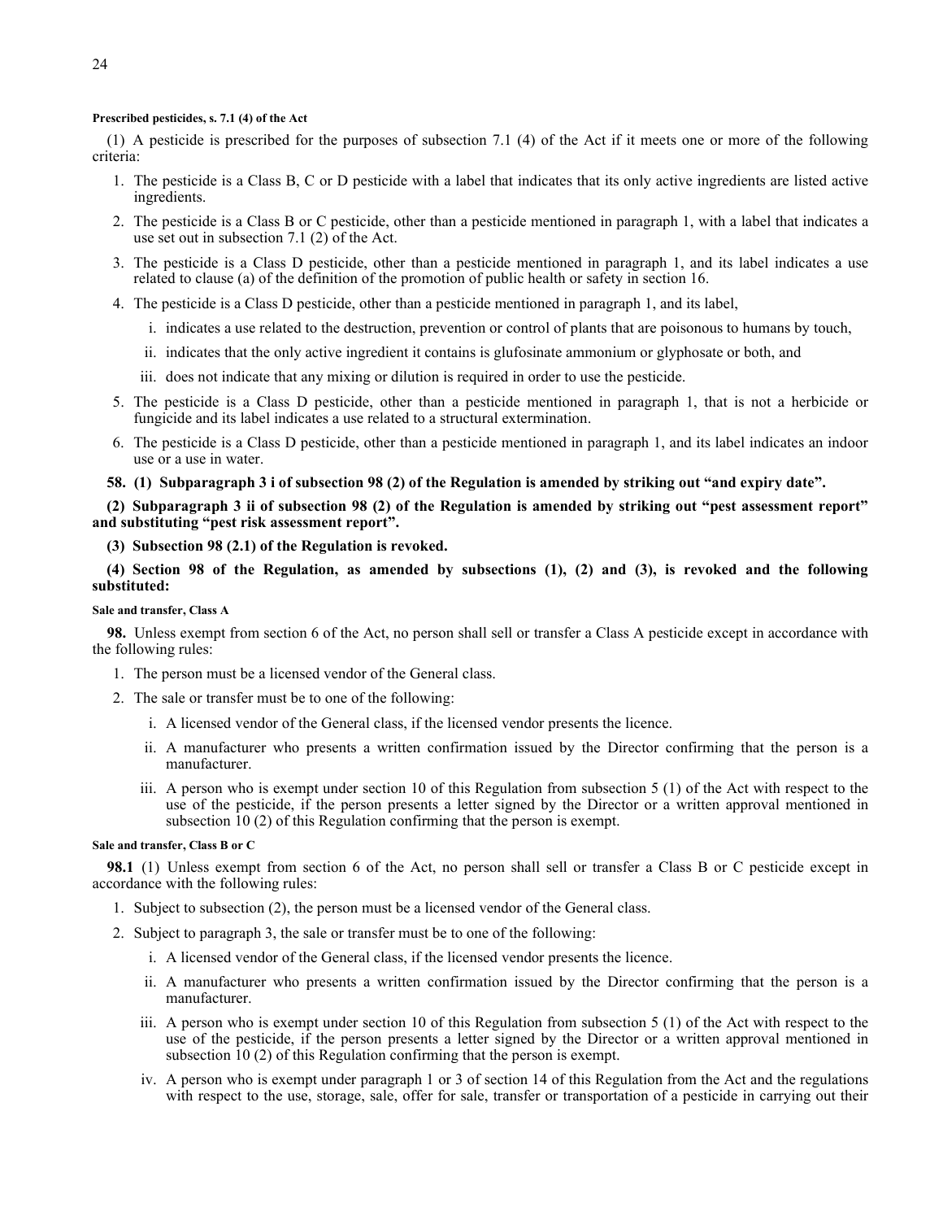**Prescribed pesticides, s. 7.1 (4) of the Act**

(1) A pesticide is prescribed for the purposes of subsection 7.1 (4) of the Act if it meets one or more of the following criteria:

1. The pesticide is a Class B, C or D pesticide with a label that indicates that its only active ingredients are listed active ingredients.
2. The pesticide is a Class B or C pesticide, other than a pesticide mentioned in paragraph 1, with a label that indicates a use set out in subsection 7.1 (2) of the Act.
3. The pesticide is a Class D pesticide, other than a pesticide mentioned in paragraph 1, and its label indicates a use related to clause (a) of the definition of the promotion of public health or safety in section 16.
4. The pesticide is a Class D pesticide, other than a pesticide mentioned in paragraph 1, and its label,
   i. indicates a use related to the destruction, prevention or control of plants that are poisonous to humans by touch,
   ii. indicates that the only active ingredient it contains is glufosinate ammonium or glyphosate or both, and
   iii. does not indicate that any mixing or dilution is required in order to use the pesticide.
5. The pesticide is a Class D pesticide, other than a pesticide mentioned in paragraph 1, that is not a herbicide or fungicide and its label indicates a use related to a structural extermination.
6. The pesticide is a Class D pesticide, other than a pesticide mentioned in paragraph 1, and its label indicates an indoor use or a use in water.

**58. (1) Subparagraph 3 i of subsection 98 (2) of the Regulation is amended by striking out "and expiry date".**

**(2) Subparagraph 3 ii of subsection 98 (2) of the Regulation is amended by striking out "pest assessment report" and substituting "pest risk assessment report".**

**(3) Subsection 98 (2.1) of the Regulation is revoked.**

**(4) Section 98 of the Regulation, as amended by subsections (1), (2) and (3), is revoked and the following substituted:**

**Sale and transfer, Class A**

**98.** Unless exempt from section 6 of the Act, no person shall sell or transfer a Class A pesticide except in accordance with the following rules:

1. The person must be a licensed vendor of the General class.
2. The sale or transfer must be to one of the following:
   i. A licensed vendor of the General class, if the licensed vendor presents the licence.
   ii. A manufacturer who presents a written confirmation issued by the Director confirming that the person is a manufacturer.
   iii. A person who is exempt under section 10 of this Regulation from subsection 5 (1) of the Act with respect to the use of the pesticide, if the person presents a letter signed by the Director or a written approval mentioned in subsection 10 (2) of this Regulation confirming that the person is exempt.

**Sale and transfer, Class B or C**

**98.1** (1) Unless exempt from section 6 of the Act, no person shall sell or transfer a Class B or C pesticide except in accordance with the following rules:

1. Subject to subsection (2), the person must be a licensed vendor of the General class.
2. Subject to paragraph 3, the sale or transfer must be to one of the following:
   i. A licensed vendor of the General class, if the licensed vendor presents the licence.
   ii. A manufacturer who presents a written confirmation issued by the Director confirming that the person is a manufacturer.
   iii. A person who is exempt under section 10 of this Regulation from subsection 5 (1) of the Act with respect to the use of the pesticide, if the person presents a letter signed by the Director or a written approval mentioned in subsection 10 (2) of this Regulation confirming that the person is exempt.
   iv. A person who is exempt under paragraph 1 or 3 of section 14 of this Regulation from the Act and the regulations with respect to the use, storage, sale, offer for sale, transfer or transportation of a pesticide in carrying out their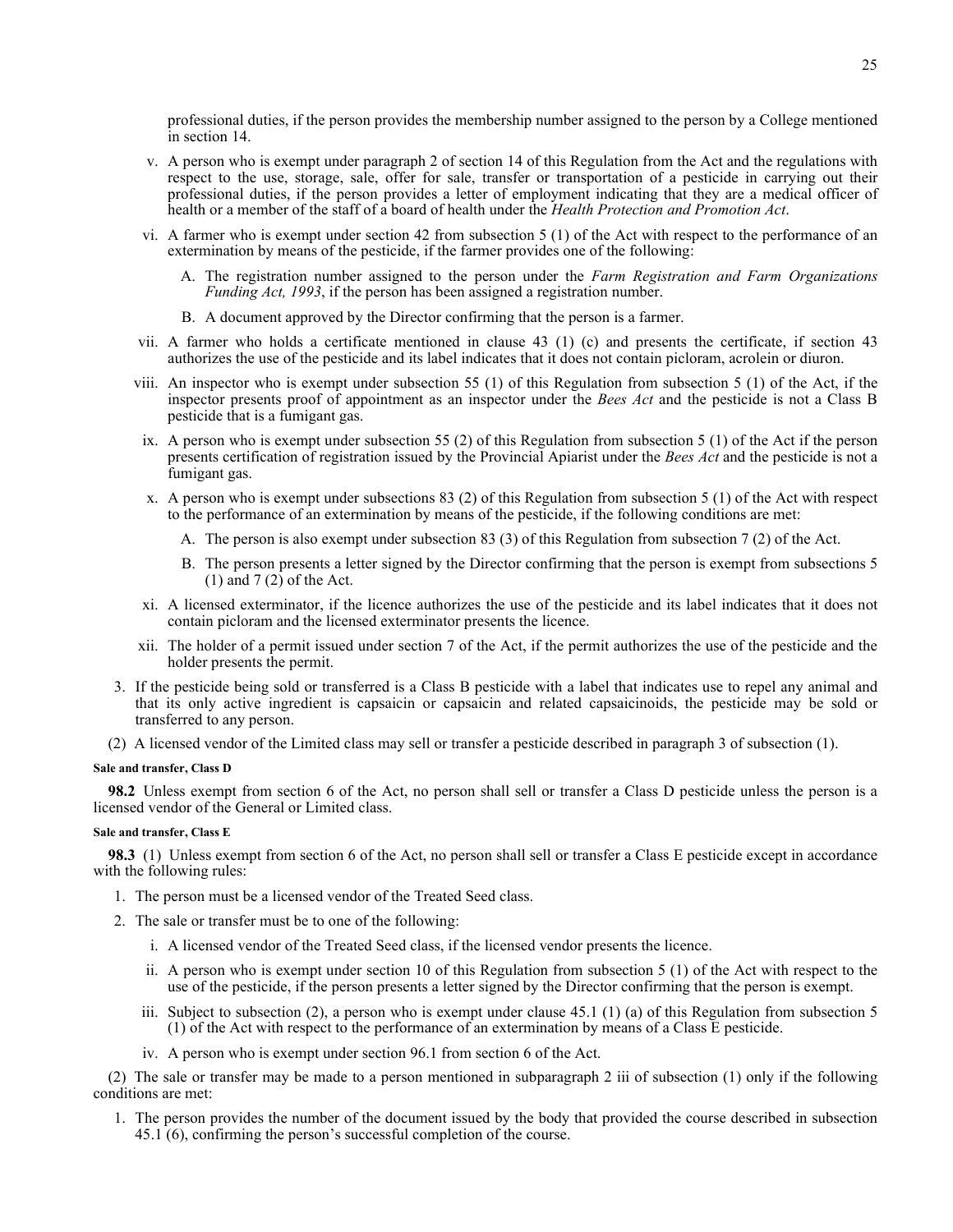professional duties, if the person provides the membership number assigned to the person by a College mentioned in section 14.

v. A person who is exempt under paragraph 2 of section 14 of this Regulation from the Act and the regulations with respect to the use, storage, sale, offer for sale, transfer or transportation of a pesticide in carrying out their professional duties, if the person provides a letter of employment indicating that they are a medical officer of health or a member of the staff of a board of health under the *Health Protection and Promotion Act*.

vi. A farmer who is exempt under section 42 from subsection 5 (1) of the Act with respect to the performance of an extermination by means of the pesticide, if the farmer provides one of the following:

A. The registration number assigned to the person under the *Farm Registration and Farm Organizations Funding Act, 1993*, if the person has been assigned a registration number.

B. A document approved by the Director confirming that the person is a farmer.

vii. A farmer who holds a certificate mentioned in clause 43 (1) (c) and presents the certificate, if section 43 authorizes the use of the pesticide and its label indicates that it does not contain picloram, acrolein or diuron.

viii. An inspector who is exempt under subsection 55 (1) of this Regulation from subsection 5 (1) of the Act, if the inspector presents proof of appointment as an inspector under the *Bees Act* and the pesticide is not a Class B pesticide that is a fumigant gas.

ix. A person who is exempt under subsection 55 (2) of this Regulation from subsection 5 (1) of the Act if the person presents certification of registration issued by the Provincial Apiarist under the *Bees Act* and the pesticide is not a fumigant gas.

x. A person who is exempt under subsections 83 (2) of this Regulation from subsection 5 (1) of the Act with respect to the performance of an extermination by means of the pesticide, if the following conditions are met:

A. The person is also exempt under subsection 83 (3) of this Regulation from subsection 7 (2) of the Act.

B. The person presents a letter signed by the Director confirming that the person is exempt from subsections 5 (1) and 7 (2) of the Act.

xi. A licensed exterminator, if the licence authorizes the use of the pesticide and its label indicates that it does not contain picloram and the licensed exterminator presents the licence.

xii. The holder of a permit issued under section 7 of the Act, if the permit authorizes the use of the pesticide and the holder presents the permit.

3. If the pesticide being sold or transferred is a Class B pesticide with a label that indicates use to repel any animal and that its only active ingredient is capsaicin or capsaicin and related capsaicinoids, the pesticide may be sold or transferred to any person.

(2) A licensed vendor of the Limited class may sell or transfer a pesticide described in paragraph 3 of subsection (1).

**Sale and transfer, Class D**

**98.2** Unless exempt from section 6 of the Act, no person shall sell or transfer a Class D pesticide unless the person is a licensed vendor of the General or Limited class.

**Sale and transfer, Class E**

**98.3** (1) Unless exempt from section 6 of the Act, no person shall sell or transfer a Class E pesticide except in accordance with the following rules:

1. The person must be a licensed vendor of the Treated Seed class.

2. The sale or transfer must be to one of the following:

i. A licensed vendor of the Treated Seed class, if the licensed vendor presents the licence.

ii. A person who is exempt under section 10 of this Regulation from subsection 5 (1) of the Act with respect to the use of the pesticide, if the person presents a letter signed by the Director confirming that the person is exempt.

iii. Subject to subsection (2), a person who is exempt under clause 45.1 (1) (a) of this Regulation from subsection 5 (1) of the Act with respect to the performance of an extermination by means of a Class E pesticide.

iv. A person who is exempt under section 96.1 from section 6 of the Act.

(2) The sale or transfer may be made to a person mentioned in subparagraph 2 iii of subsection (1) only if the following conditions are met:

1. The person provides the number of the document issued by the body that provided the course described in subsection 45.1 (6), confirming the person's successful completion of the course.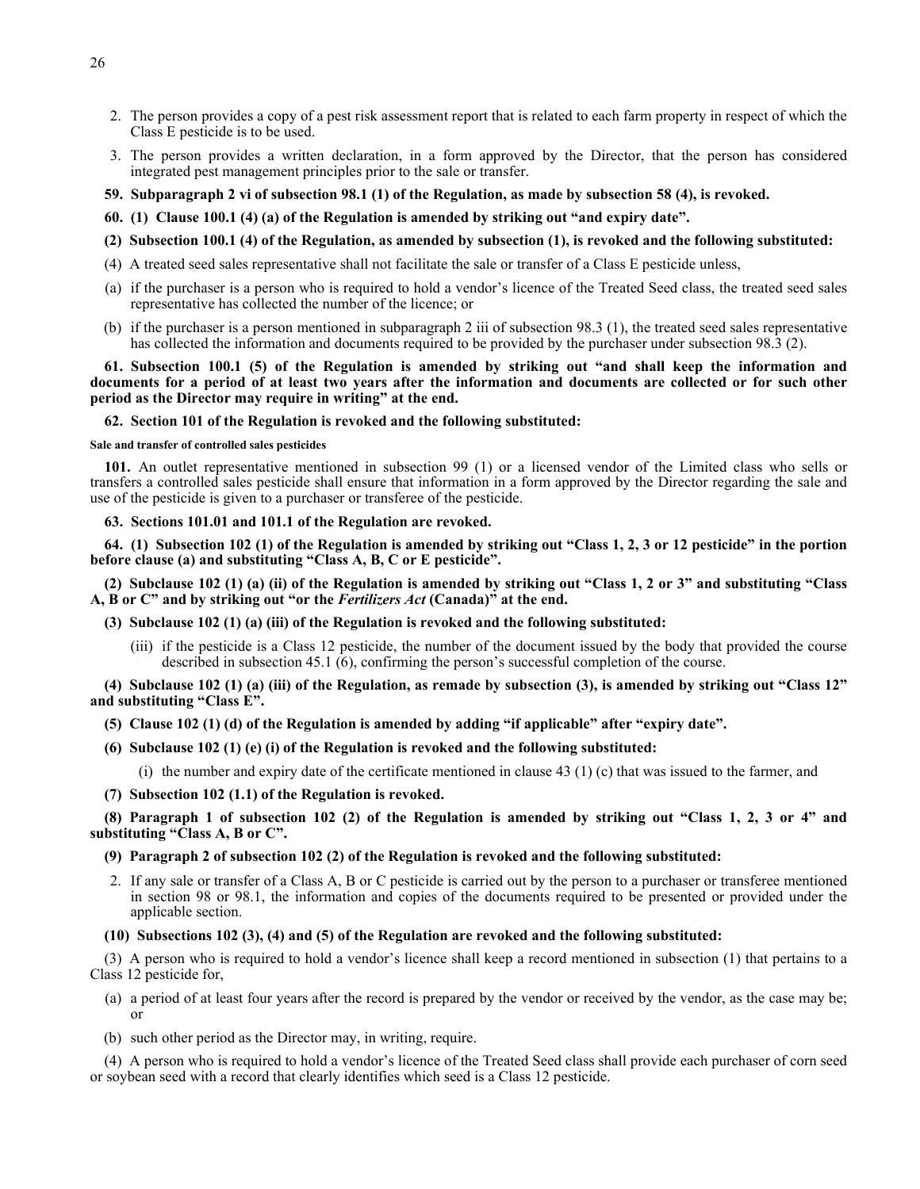2. The person provides a copy of a pest risk assessment report that is related to each farm property in respect of which the Class E pesticide is to be used.
3. The person provides a written declaration, in a form approved by the Director, that the person has considered integrated pest management principles prior to the sale or transfer.

**59. Subparagraph 2 vi of subsection 98.1 (1) of the Regulation, as made by subsection 58 (4), is revoked.**

**60. (1) Clause 100.1 (4) (a) of the Regulation is amended by striking out "and expiry date".**

**(2) Subsection 100.1 (4) of the Regulation, as amended by subsection (1), is revoked and the following substituted:**

(4) A treated seed sales representative shall not facilitate the sale or transfer of a Class E pesticide unless,

(a) if the purchaser is a person who is required to hold a vendor's licence of the Treated Seed class, the treated seed sales representative has collected the number of the licence; or

(b) if the purchaser is a person mentioned in subparagraph 2 iii of subsection 98.3 (1), the treated seed sales representative has collected the information and documents required to be provided by the purchaser under subsection 98.3 (2).

**61. Subsection 100.1 (5) of the Regulation is amended by striking out "and shall keep the information and documents for a period of at least two years after the information and documents are collected or for such other period as the Director may require in writing" at the end.**

**62. Section 101 of the Regulation is revoked and the following substituted:**

**Sale and transfer of controlled sales pesticides**

**101.** An outlet representative mentioned in subsection 99 (1) or a licensed vendor of the Limited class who sells or transfers a controlled sales pesticide shall ensure that information in a form approved by the Director regarding the sale and use of the pesticide is given to a purchaser or transferee of the pesticide.

**63. Sections 101.01 and 101.1 of the Regulation are revoked.**

**64. (1) Subsection 102 (1) of the Regulation is amended by striking out "Class 1, 2, 3 or 12 pesticide" in the portion before clause (a) and substituting "Class A, B, C or E pesticide".**

**(2) Subclause 102 (1) (a) (ii) of the Regulation is amended by striking out "Class 1, 2 or 3" and substituting "Class A, B or C" and by striking out "or the *Fertilizers Act* (Canada)" at the end.**

**(3) Subclause 102 (1) (a) (iii) of the Regulation is revoked and the following substituted:**

(iii) if the pesticide is a Class 12 pesticide, the number of the document issued by the body that provided the course described in subsection 45.1 (6), confirming the person's successful completion of the course.

**(4) Subclause 102 (1) (a) (iii) of the Regulation, as remade by subsection (3), is amended by striking out "Class 12" and substituting "Class E".**

**(5) Clause 102 (1) (d) of the Regulation is amended by adding "if applicable" after "expiry date".**

**(6) Subclause 102 (1) (e) (i) of the Regulation is revoked and the following substituted:**

(i) the number and expiry date of the certificate mentioned in clause 43 (1) (c) that was issued to the farmer, and

**(7) Subsection 102 (1.1) of the Regulation is revoked.**

**(8) Paragraph 1 of subsection 102 (2) of the Regulation is amended by striking out "Class 1, 2, 3 or 4" and substituting "Class A, B or C".**

**(9) Paragraph 2 of subsection 102 (2) of the Regulation is revoked and the following substituted:**

2. If any sale or transfer of a Class A, B or C pesticide is carried out by the person to a purchaser or transferee mentioned in section 98 or 98.1, the information and copies of the documents required to be presented or provided under the applicable section.

**(10) Subsections 102 (3), (4) and (5) of the Regulation are revoked and the following substituted:**

(3) A person who is required to hold a vendor's licence shall keep a record mentioned in subsection (1) that pertains to a Class 12 pesticide for,

(a) a period of at least four years after the record is prepared by the vendor or received by the vendor, as the case may be; or

(b) such other period as the Director may, in writing, require.

(4) A person who is required to hold a vendor's licence of the Treated Seed class shall provide each purchaser of corn seed or soybean seed with a record that clearly identifies which seed is a Class 12 pesticide.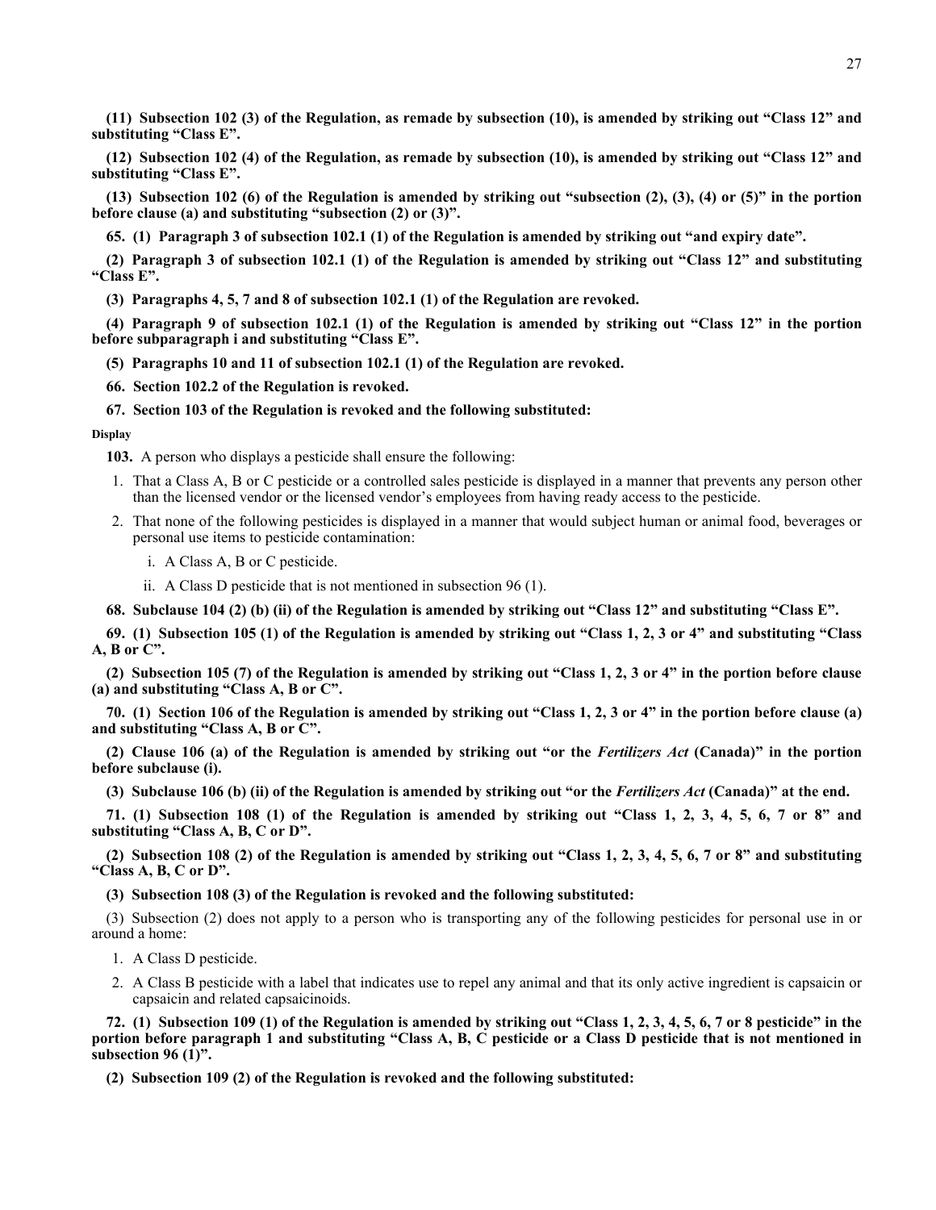**(11) Subsection 102 (3) of the Regulation, as remade by subsection (10), is amended by striking out "Class 12" and substituting "Class E".**

**(12) Subsection 102 (4) of the Regulation, as remade by subsection (10), is amended by striking out "Class 12" and substituting "Class E".**

**(13) Subsection 102 (6) of the Regulation is amended by striking out "subsection (2), (3), (4) or (5)" in the portion before clause (a) and substituting "subsection (2) or (3)".**

**65. (1) Paragraph 3 of subsection 102.1 (1) of the Regulation is amended by striking out "and expiry date".**

**(2) Paragraph 3 of subsection 102.1 (1) of the Regulation is amended by striking out "Class 12" and substituting "Class E".**

**(3) Paragraphs 4, 5, 7 and 8 of subsection 102.1 (1) of the Regulation are revoked.**

**(4) Paragraph 9 of subsection 102.1 (1) of the Regulation is amended by striking out "Class 12" in the portion before subparagraph i and substituting "Class E".**

**(5) Paragraphs 10 and 11 of subsection 102.1 (1) of the Regulation are revoked.**

**66. Section 102.2 of the Regulation is revoked.**

**67. Section 103 of the Regulation is revoked and the following substituted:**

**Display**

**103.** A person who displays a pesticide shall ensure the following:

1. That a Class A, B or C pesticide or a controlled sales pesticide is displayed in a manner that prevents any person other than the licensed vendor or the licensed vendor's employees from having ready access to the pesticide.
2. That none of the following pesticides is displayed in a manner that would subject human or animal food, beverages or personal use items to pesticide contamination:
   i. A Class A, B or C pesticide.
   ii. A Class D pesticide that is not mentioned in subsection 96 (1).

**68. Subclause 104 (2) (b) (ii) of the Regulation is amended by striking out "Class 12" and substituting "Class E".**

**69. (1) Subsection 105 (1) of the Regulation is amended by striking out "Class 1, 2, 3 or 4" and substituting "Class A, B or C".**

**(2) Subsection 105 (7) of the Regulation is amended by striking out "Class 1, 2, 3 or 4" in the portion before clause (a) and substituting "Class A, B or C".**

**70. (1) Section 106 of the Regulation is amended by striking out "Class 1, 2, 3 or 4" in the portion before clause (a) and substituting "Class A, B or C".**

**(2) Clause 106 (a) of the Regulation is amended by striking out "or the *Fertilizers Act* (Canada)" in the portion before subclause (i).**

**(3) Subclause 106 (b) (ii) of the Regulation is amended by striking out "or the *Fertilizers Act* (Canada)" at the end.**

**71. (1) Subsection 108 (1) of the Regulation is amended by striking out "Class 1, 2, 3, 4, 5, 6, 7 or 8" and substituting "Class A, B, C or D".**

**(2) Subsection 108 (2) of the Regulation is amended by striking out "Class 1, 2, 3, 4, 5, 6, 7 or 8" and substituting "Class A, B, C or D".**

**(3) Subsection 108 (3) of the Regulation is revoked and the following substituted:**

(3) Subsection (2) does not apply to a person who is transporting any of the following pesticides for personal use in or around a home:

1. A Class D pesticide.
2. A Class B pesticide with a label that indicates use to repel any animal and that its only active ingredient is capsaicin or capsaicin and related capsaicinoids.

**72. (1) Subsection 109 (1) of the Regulation is amended by striking out "Class 1, 2, 3, 4, 5, 6, 7 or 8 pesticide" in the portion before paragraph 1 and substituting "Class A, B, C pesticide or a Class D pesticide that is not mentioned in subsection 96 (1)".**

**(2) Subsection 109 (2) of the Regulation is revoked and the following substituted:**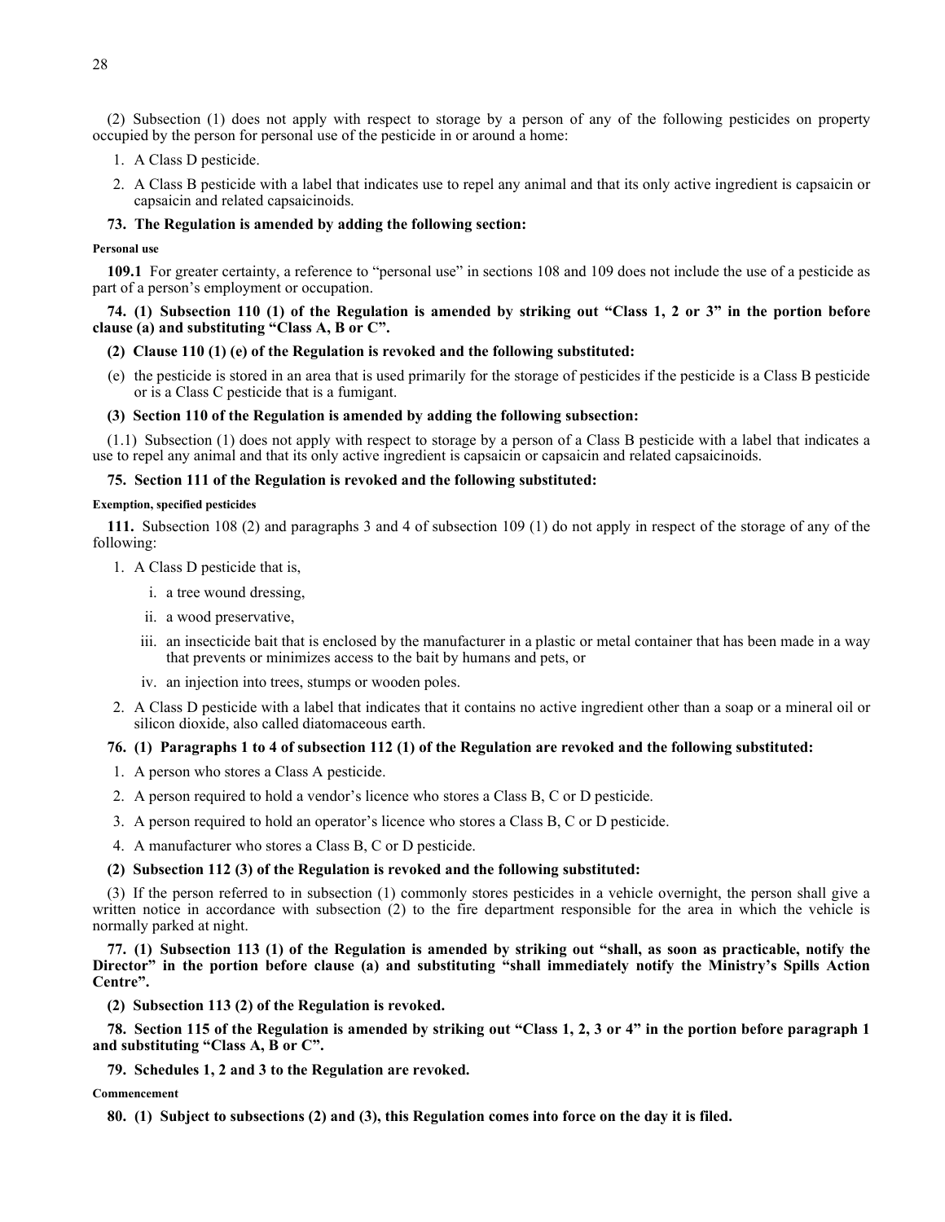(2) Subsection (1) does not apply with respect to storage by a person of any of the following pesticides on property occupied by the person for personal use of the pesticide in or around a home:

1. A Class D pesticide.
2. A Class B pesticide with a label that indicates use to repel any animal and that its only active ingredient is capsaicin or capsaicin and related capsaicinoids.

**73. The Regulation is amended by adding the following section:**

**Personal use**

**109.1** For greater certainty, a reference to "personal use" in sections 108 and 109 does not include the use of a pesticide as part of a person's employment or occupation.

**74. (1) Subsection 110 (1) of the Regulation is amended by striking out "Class 1, 2 or 3" in the portion before clause (a) and substituting "Class A, B or C".**

**(2) Clause 110 (1) (e) of the Regulation is revoked and the following substituted:**

(e) the pesticide is stored in an area that is used primarily for the storage of pesticides if the pesticide is a Class B pesticide or is a Class C pesticide that is a fumigant.

**(3) Section 110 of the Regulation is amended by adding the following subsection:**

(1.1) Subsection (1) does not apply with respect to storage by a person of a Class B pesticide with a label that indicates a use to repel any animal and that its only active ingredient is capsaicin or capsaicin and related capsaicinoids.

**75. Section 111 of the Regulation is revoked and the following substituted:**

**Exemption, specified pesticides**

**111.** Subsection 108 (2) and paragraphs 3 and 4 of subsection 109 (1) do not apply in respect of the storage of any of the following:

1. A Class D pesticide that is,
   i. a tree wound dressing,
   ii. a wood preservative,
   iii. an insecticide bait that is enclosed by the manufacturer in a plastic or metal container that has been made in a way that prevents or minimizes access to the bait by humans and pets, or
   iv. an injection into trees, stumps or wooden poles.
2. A Class D pesticide with a label that indicates that it contains no active ingredient other than a soap or a mineral oil or silicon dioxide, also called diatomaceous earth.

**76. (1) Paragraphs 1 to 4 of subsection 112 (1) of the Regulation are revoked and the following substituted:**

1. A person who stores a Class A pesticide.
2. A person required to hold a vendor's licence who stores a Class B, C or D pesticide.
3. A person required to hold an operator's licence who stores a Class B, C or D pesticide.
4. A manufacturer who stores a Class B, C or D pesticide.

**(2) Subsection 112 (3) of the Regulation is revoked and the following substituted:**

(3) If the person referred to in subsection (1) commonly stores pesticides in a vehicle overnight, the person shall give a written notice in accordance with subsection (2) to the fire department responsible for the area in which the vehicle is normally parked at night.

**77. (1) Subsection 113 (1) of the Regulation is amended by striking out "shall, as soon as practicable, notify the Director" in the portion before clause (a) and substituting "shall immediately notify the Ministry's Spills Action Centre".**

**(2) Subsection 113 (2) of the Regulation is revoked.**

**78. Section 115 of the Regulation is amended by striking out "Class 1, 2, 3 or 4" in the portion before paragraph 1 and substituting "Class A, B or C".**

**79. Schedules 1, 2 and 3 to the Regulation are revoked.**

**Commencement**

**80. (1) Subject to subsections (2) and (3), this Regulation comes into force on the day it is filed.**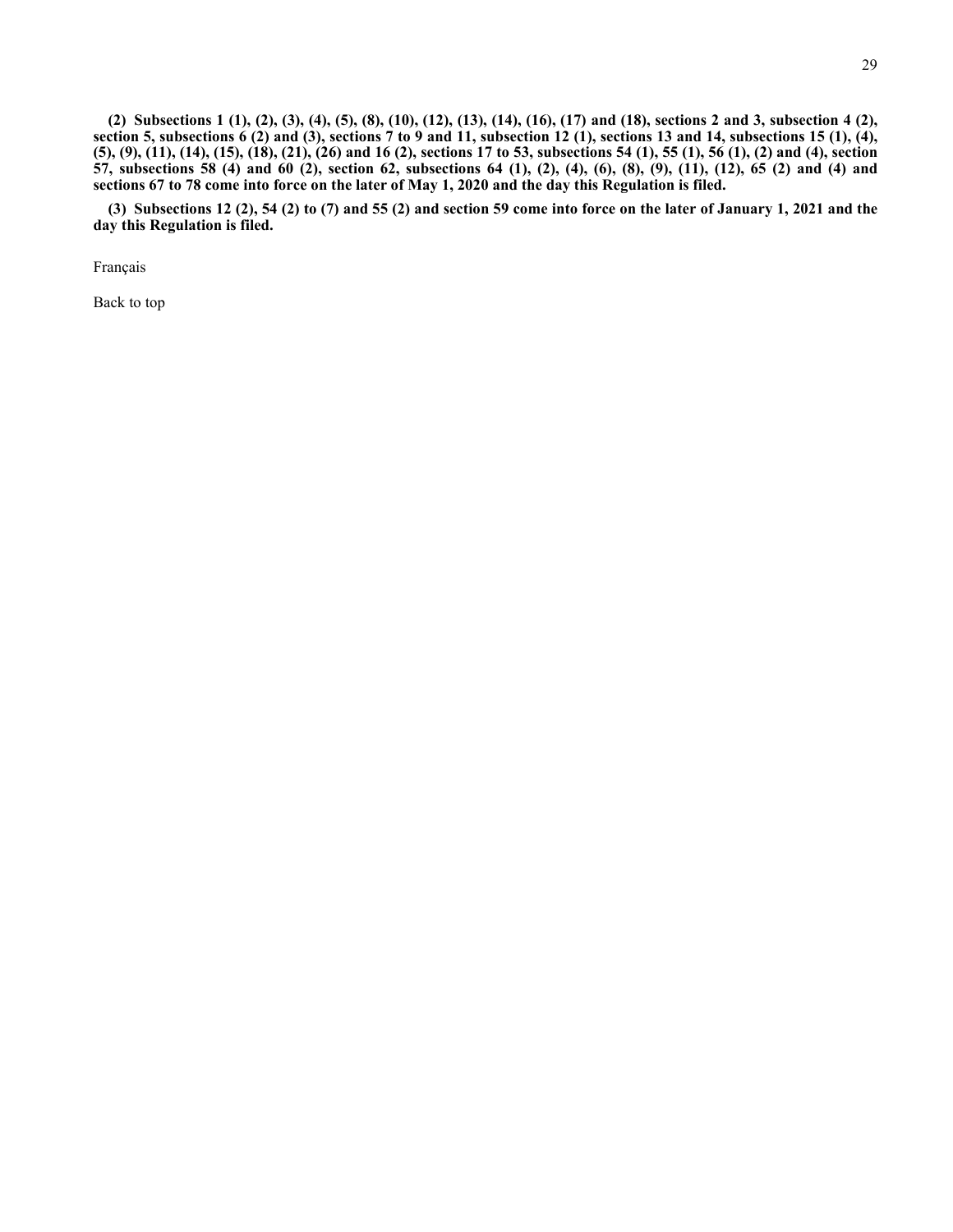**(2) Subsections 1 (1), (2), (3), (4), (5), (8), (10), (12), (13), (14), (16), (17) and (18), sections 2 and 3, subsection 4 (2), section 5, subsections 6 (2) and (3), sections 7 to 9 and 11, subsection 12 (1), sections 13 and 14, subsections 15 (1), (4), (5), (9), (11), (14), (15), (18), (21), (26) and 16 (2), sections 17 to 53, subsections 54 (1), 55 (1), 56 (1), (2) and (4), section 57, subsections 58 (4) and 60 (2), section 62, subsections 64 (1), (2), (4), (6), (8), (9), (11), (12), 65 (2) and (4) and sections 67 to 78 come into force on the later of May 1, 2020 and the day this Regulation is filed.**

**(3) Subsections 12 (2), 54 (2) to (7) and 55 (2) and section 59 come into force on the later of January 1, 2021 and the day this Regulation is filed.**

Français

Back to top